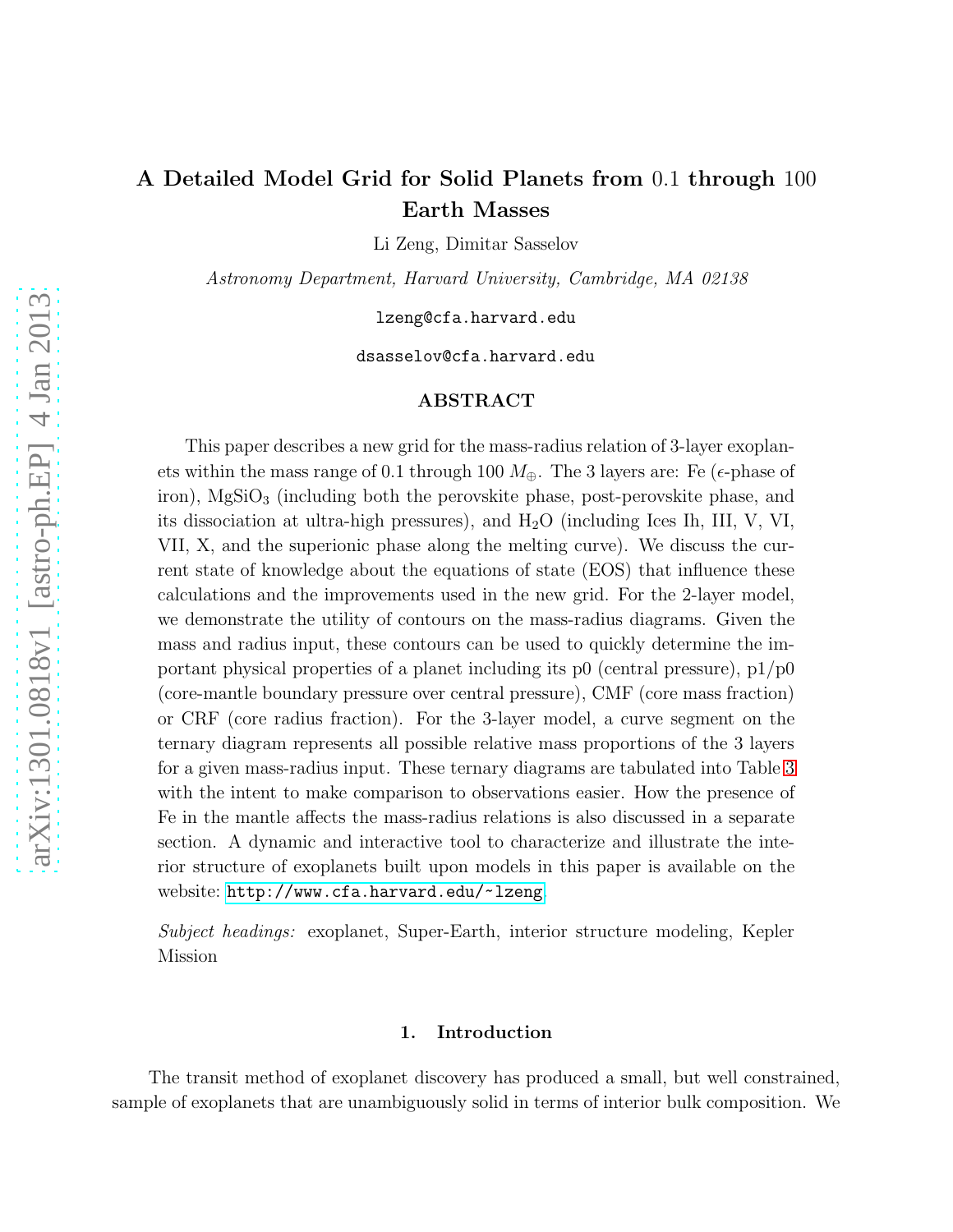# A Detailed Model Grid for Solid Planets from 0.1 through 100 Earth Masses

Li Zeng, Dimitar Sasselov

*Astronomy Department, Harvard University, Cambridge, MA 02138*

lzeng@cfa.harvard.edu

dsasselov@cfa.harvard.edu

## ABSTRACT

This paper describes a new grid for the mass-radius relation of 3-layer exoplanets within the mass range of 0.1 through 100 $M_{\oplus}$. The 3 layers are: Fe ($\epsilon$-phase of iron), $MgSiO_3$ (including both the perovskite phase, post-perovskite phase, and its dissociation at ultra-high pressures), and $H_2O$ (including Ices Ih, III, V, VI, VII, X, and the superionic phase along the melting curve). We discuss the current state of knowledge about the equations of state (EOS) that influence these calculations and the improvements used in the new grid. For the 2-layer model, we demonstrate the utility of contours on the mass-radius diagrams. Given the mass and radius input, these contours can be used to quickly determine the important physical properties of a planet including its p0 (central pressure), p1/p0 (core-mantle boundary pressure over central pressure), CMF (core mass fraction) or CRF (core radius fraction). For the 3-layer model, a curve segment on the ternary diagram represents all possible relative mass proportions of the 3 layers for a given mass-radius input. These ternary diagrams are tabulated into Table 3 with the intent to make comparison to observations easier. How the presence of Fe in the mantle affects the mass-radius relations is also discussed in a separate section. A dynamic and interactive tool to characterize and illustrate the interior structure of exoplanets built upon models in this paper is available on the website: http://www.cfa.harvard.edu/~lzeng.

*Subject headings:* exoplanet, Super-Earth, interior structure modeling, Kepler Mission

## 1. Introduction

The transit method of exoplanet discovery has produced a small, but well constrained, sample of exoplanets that are unambiguously solid in terms of interior bulk composition. We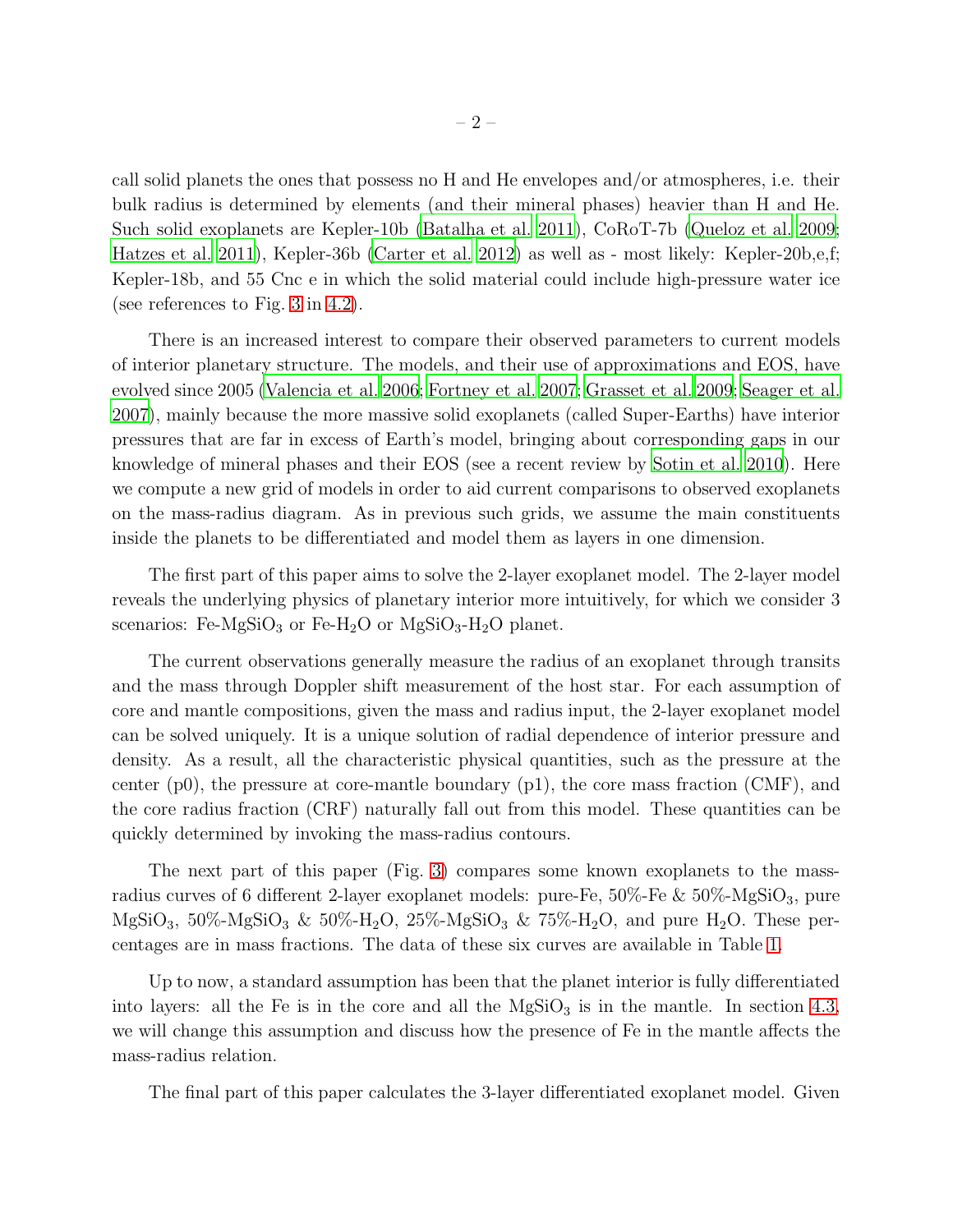call solid planets the ones that possess no H and He envelopes and/or atmospheres, i.e. their bulk radius is determined by elements (and their mineral phases) heavier than H and He. Such solid exoplanets are Kepler-10b (Batalha et al. 2011), CoRoT-7b (Queloz et al. 2009; Hatzes et al. 2011), Kepler-36b (Carter et al. 2012) as well as - most likely: Kepler-20b,e,f; Kepler-18b, and 55 Cnc e in which the solid material could include high-pressure water ice (see references to Fig. 3 in 4.2).

There is an increased interest to compare their observed parameters to current models of interior planetary structure. The models, and their use of approximations and EOS, have evolved since 2005 (Valencia et al. 2006; Fortney et al. 2007; Grasset et al. 2009; Seager et al. 2007), mainly because the more massive solid exoplanets (called Super-Earths) have interior pressures that are far in excess of Earth's model, bringing about corresponding gaps in our knowledge of mineral phases and their EOS (see a recent review by Sotin et al. 2010). Here we compute a new grid of models in order to aid current comparisons to observed exoplanets on the mass-radius diagram. As in previous such grids, we assume the main constituents inside the planets to be differentiated and model them as layers in one dimension.

The first part of this paper aims to solve the 2-layer exoplanet model. The 2-layer model reveals the underlying physics of planetary interior more intuitively, for which we consider 3 scenarios: Fe-$MgSiO_3$ or Fe-$H_2O$ or $MgSiO_3$-$H_2O$ planet.

The current observations generally measure the radius of an exoplanet through transits and the mass through Doppler shift measurement of the host star. For each assumption of core and mantle compositions, given the mass and radius input, the 2-layer exoplanet model can be solved uniquely. It is a unique solution of radial dependence of interior pressure and density. As a result, all the characteristic physical quantities, such as the pressure at the center (p0), the pressure at core-mantle boundary (p1), the core mass fraction (CMF), and the core radius fraction (CRF) naturally fall out from this model. These quantities can be quickly determined by invoking the mass-radius contours.

The next part of this paper (Fig. 3) compares some known exoplanets to the mass-radius curves of 6 different 2-layer exoplanet models: pure-Fe, 50%-Fe & 50%-$MgSiO_3$, pure $MgSiO_3$, 50%-$MgSiO_3$ & 50%-$H_2O$, 25%-$MgSiO_3$ & 75%-$H_2O$, and pure $H_2O$. These percentages are in mass fractions. The data of these six curves are available in Table 1.

Up to now, a standard assumption has been that the planet interior is fully differentiated into layers: all the Fe is in the core and all the $MgSiO_3$ is in the mantle. In section 4.3, we will change this assumption and discuss how the presence of Fe in the mantle affects the mass-radius relation.

The final part of this paper calculates the 3-layer differentiated exoplanet model. Given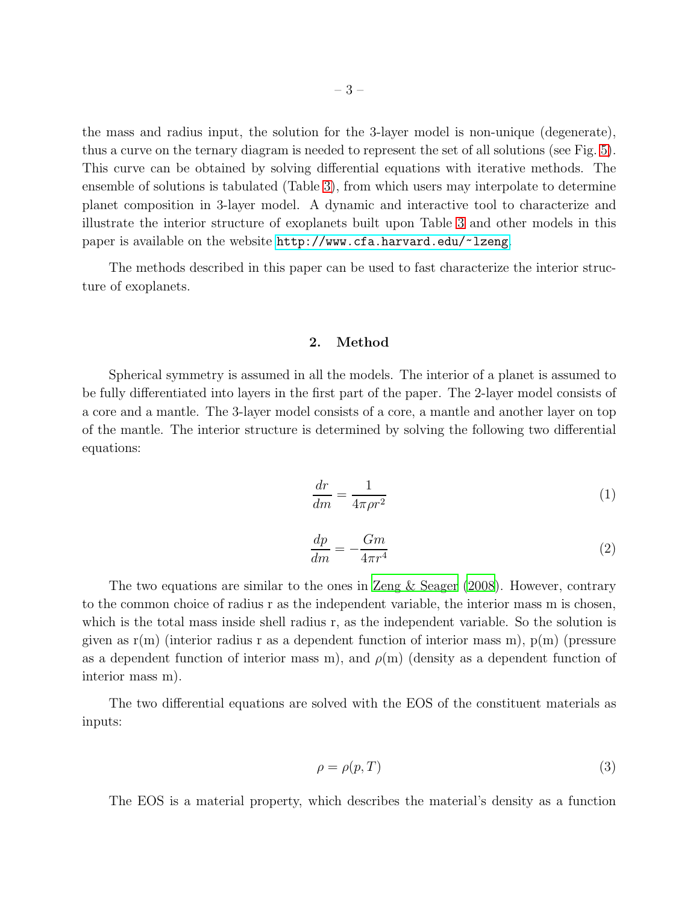the mass and radius input, the solution for the 3-layer model is non-unique (degenerate), thus a curve on the ternary diagram is needed to represent the set of all solutions (see Fig. 5). This curve can be obtained by solving differential equations with iterative methods. The ensemble of solutions is tabulated (Table 3), from which users may interpolate to determine planet composition in 3-layer model. A dynamic and interactive tool to characterize and illustrate the interior structure of exoplanets built upon Table 3 and other models in this paper is available on the website http://www.cfa.harvard.edu/~lzeng.

The methods described in this paper can be used to fast characterize the interior structure of exoplanets.

## 2. Method

Spherical symmetry is assumed in all the models. The interior of a planet is assumed to be fully differentiated into layers in the first part of the paper. The 2-layer model consists of a core and a mantle. The 3-layer model consists of a core, a mantle and another layer on top of the mantle. The interior structure is determined by solving the following two differential equations:

$$\frac{dr}{dm} = \frac{1}{4\pi\rho r^2} \tag{1}$$

$$\frac{dp}{dm} = -\frac{Gm}{4\pi r^4} \tag{2}$$

The two equations are similar to the ones in Zeng & Seager (2008). However, contrary to the common choice of radius r as the independent variable, the interior mass m is chosen, which is the total mass inside shell radius r, as the independent variable. So the solution is given as r(m) (interior radius r as a dependent function of interior mass m), p(m) (pressure as a dependent function of interior mass m), and $\rho$(m) (density as a dependent function of interior mass m).

The two differential equations are solved with the EOS of the constituent materials as inputs:

$$\rho = \rho(p, T) \tag{3}$$

The EOS is a material property, which describes the material's density as a function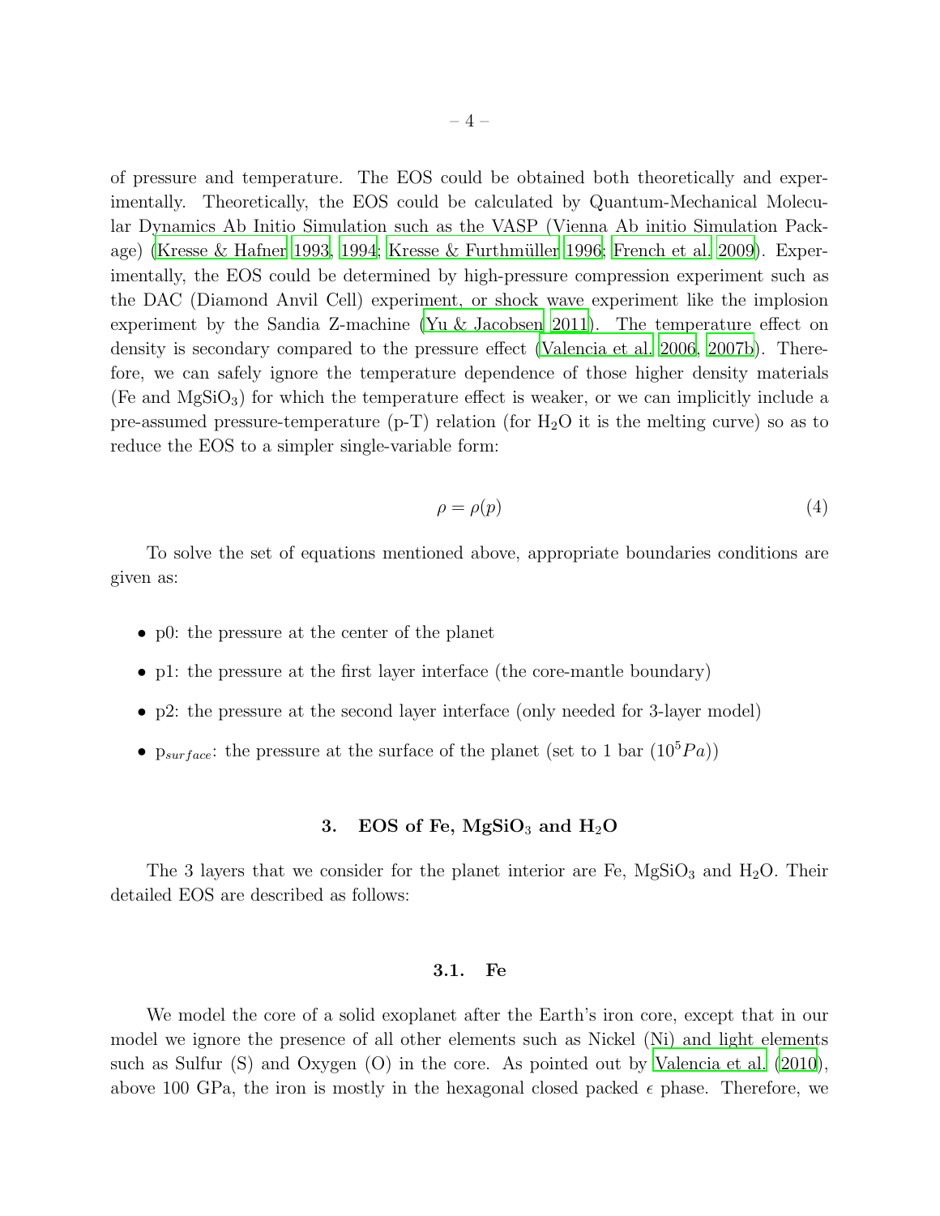of pressure and temperature. The EOS could be obtained both theoretically and experimentally. Theoretically, the EOS could be calculated by Quantum-Mechanical Molecular Dynamics Ab Initio Simulation such as the VASP (Vienna Ab initio Simulation Package) (Kresse & Hafner 1993, 1994; Kresse & Furthmüller 1996; French et al. 2009). Experimentally, the EOS could be determined by high-pressure compression experiment such as the DAC (Diamond Anvil Cell) experiment, or shock wave experiment like the implosion experiment by the Sandia Z-machine (Yu & Jacobsen 2011). The temperature effect on density is secondary compared to the pressure effect (Valencia et al. 2006, 2007b). Therefore, we can safely ignore the temperature dependence of those higher density materials (Fe and $MgSiO_3$) for which the temperature effect is weaker, or we can implicitly include a pre-assumed pressure-temperature (p-T) relation (for $H_2O$ it is the melting curve) so as to reduce the EOS to a simpler single-variable form:

$$\rho = \rho(p) \tag{4}$$

To solve the set of equations mentioned above, appropriate boundaries conditions are given as:

- p0: the pressure at the center of the planet
- p1: the pressure at the first layer interface (the core-mantle boundary)
- p2: the pressure at the second layer interface (only needed for 3-layer model)
- $p_{surface}$: the pressure at the surface of the planet (set to 1 bar ($10^5 Pa$))

## 3. EOS of Fe, $MgSiO_3$ and $H_2O$

The 3 layers that we consider for the planet interior are Fe, $MgSiO_3$ and $H_2O$. Their detailed EOS are described as follows:

### 3.1. Fe

We model the core of a solid exoplanet after the Earth's iron core, except that in our model we ignore the presence of all other elements such as Nickel (Ni) and light elements such as Sulfur (S) and Oxygen (O) in the core. As pointed out by Valencia et al. (2010), above 100 GPa, the iron is mostly in the hexagonal closed packed $\epsilon$ phase. Therefore, we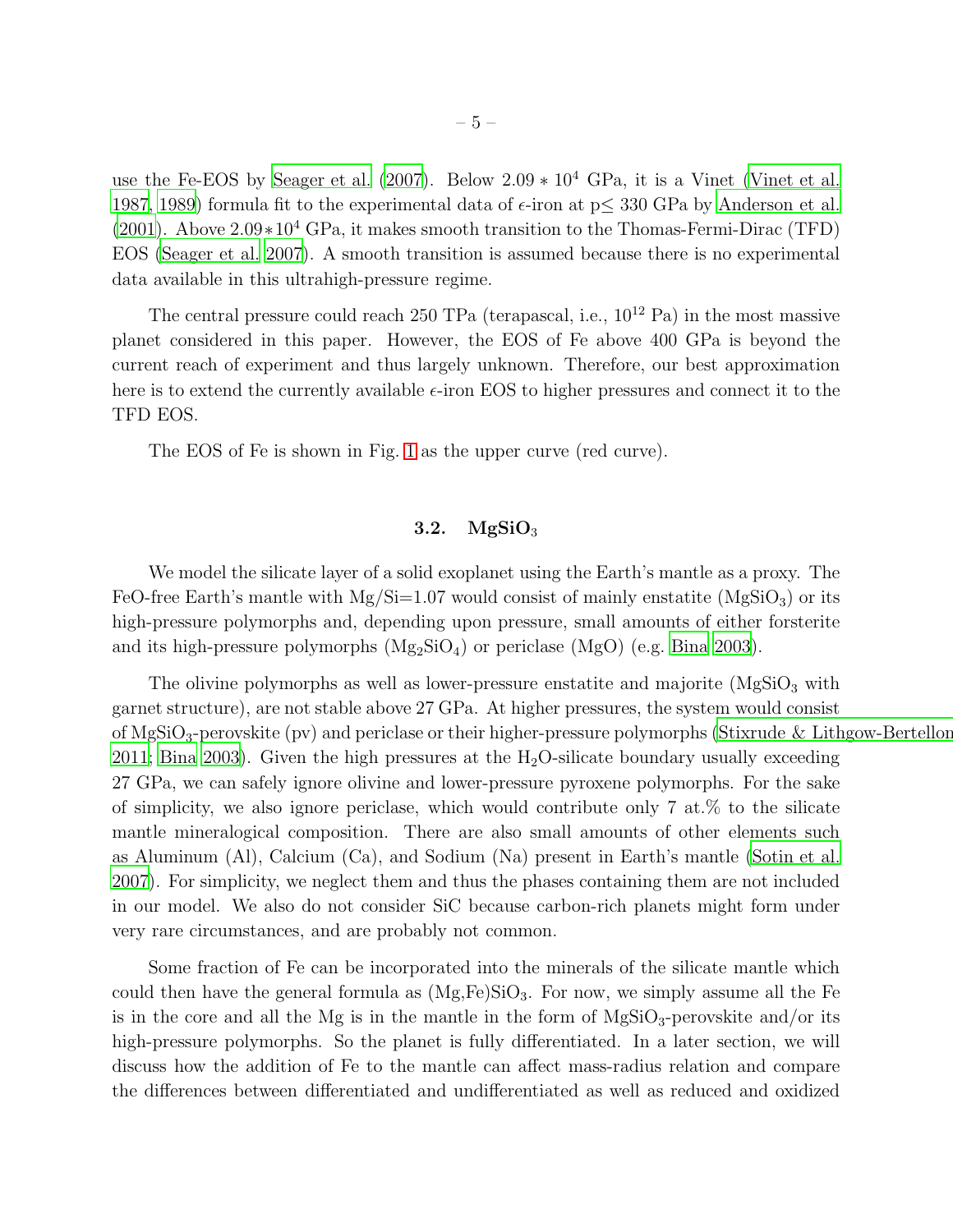use the Fe-EOS by Seager et al. (2007). Below $2.09 * 10^4$ GPa, it is a Vinet (Vinet et al. 1987, 1989) formula fit to the experimental data of $\epsilon$-iron at p$\leq$ 330 GPa by Anderson et al. (2001). Above $2.09 * 10^4$ GPa, it makes smooth transition to the Thomas-Fermi-Dirac (TFD) EOS (Seager et al. 2007). A smooth transition is assumed because there is no experimental data available in this ultrahigh-pressure regime.

The central pressure could reach 250 TPa (terapascal, i.e., $10^{12}$ Pa) in the most massive planet considered in this paper. However, the EOS of Fe above 400 GPa is beyond the current reach of experiment and thus largely unknown. Therefore, our best approximation here is to extend the currently available $\epsilon$-iron EOS to higher pressures and connect it to the TFD EOS.

The EOS of Fe is shown in Fig. 1 as the upper curve (red curve).

### 3.2. $MgSiO_3$

We model the silicate layer of a solid exoplanet using the Earth's mantle as a proxy. The FeO-free Earth's mantle with Mg/Si=1.07 would consist of mainly enstatite ($MgSiO_3$) or its high-pressure polymorphs and, depending upon pressure, small amounts of either forsterite and its high-pressure polymorphs ($Mg_2SiO_4$) or periclase (MgO) (e.g. Bina 2003).

The olivine polymorphs as well as lower-pressure enstatite and majorite ($MgSiO_3$ with garnet structure), are not stable above 27 GPa. At higher pressures, the system would consist of $MgSiO_3$-perovskite (pv) and periclase or their higher-pressure polymorphs (Stixrude & Lithgow-Bertelloni 2011; Bina 2003). Given the high pressures at the $H_2O$-silicate boundary usually exceeding 27 GPa, we can safely ignore olivine and lower-pressure pyroxene polymorphs. For the sake of simplicity, we also ignore periclase, which would contribute only 7 at.% to the silicate mantle mineralogical composition. There are also small amounts of other elements such as Aluminum (Al), Calcium (Ca), and Sodium (Na) present in Earth's mantle (Sotin et al. 2007). For simplicity, we neglect them and thus the phases containing them are not included in our model. We also do not consider SiC because carbon-rich planets might form under very rare circumstances, and are probably not common.

Some fraction of Fe can be incorporated into the minerals of the silicate mantle which could then have the general formula as $(Mg,Fe)SiO_3$. For now, we simply assume all the Fe is in the core and all the Mg is in the mantle in the form of $MgSiO_3$-perovskite and/or its high-pressure polymorphs. So the planet is fully differentiated. In a later section, we will discuss how the addition of Fe to the mantle can affect mass-radius relation and compare the differences between differentiated and undifferentiated as well as reduced and oxidized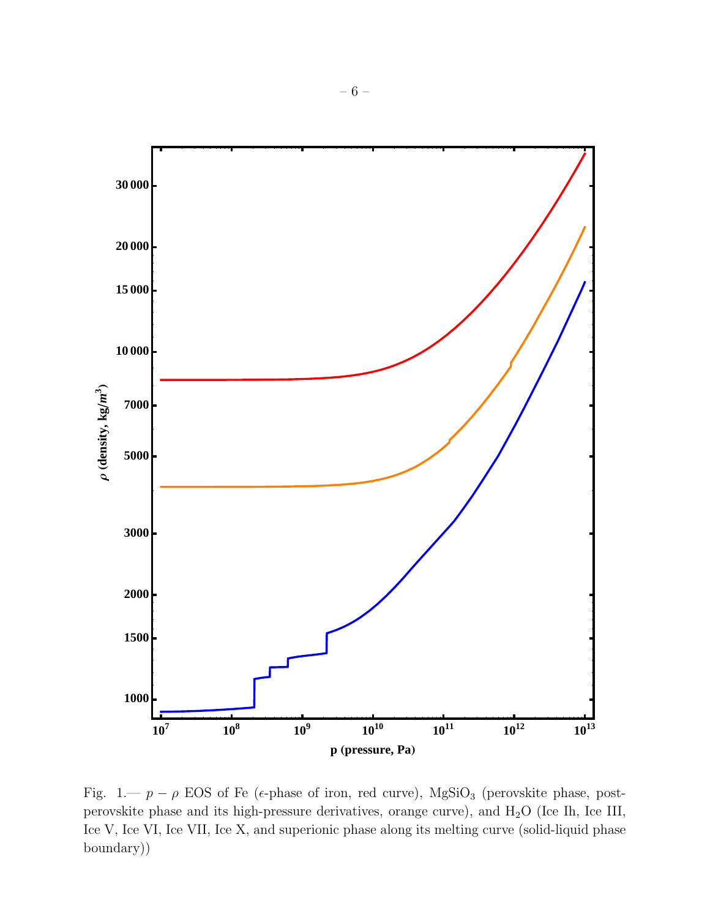Fig. 1.— $p-\rho$ EOS of Fe ($\epsilon$-phase of iron, red curve), $MgSiO_3$ (perovskite phase, post-perovskite phase and its high-pressure derivatives, orange curve), and $H_2O$ (Ice Ih, Ice III, Ice V, Ice VI, Ice VII, Ice X, and superionic phase along its melting curve (solid-liquid phase boundary))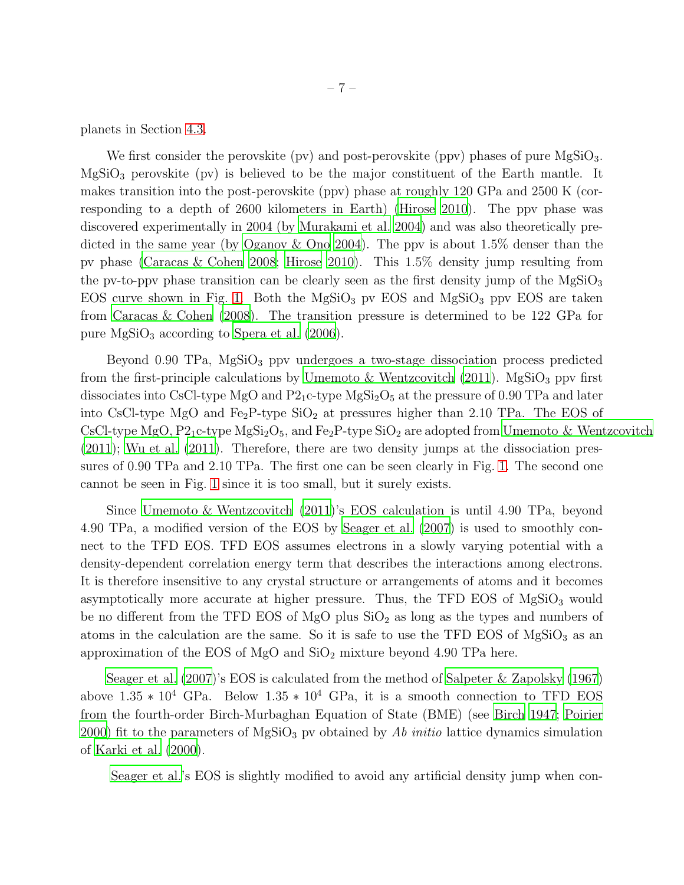planets in Section 4.3.

We first consider the perovskite (pv) and post-perovskite (ppv) phases of pure $MgSiO_3$. $MgSiO_3$ perovskite (pv) is believed to be the major constituent of the Earth mantle. It makes transition into the post-perovskite (ppv) phase at roughly 120 GPa and 2500 K (corresponding to a depth of 2600 kilometers in Earth) (Hirose 2010). The ppv phase was discovered experimentally in 2004 (by Murakami et al. 2004) and was also theoretically predicted in the same year (by Oganov & Ono 2004). The ppv is about 1.5% denser than the pv phase (Caracas & Cohen 2008; Hirose 2010). This 1.5% density jump resulting from the pv-to-ppv phase transition can be clearly seen as the first density jump of the $MgSiO_3$ EOS curve shown in Fig. 1. Both the $MgSiO_3$ pv EOS and $MgSiO_3$ ppv EOS are taken from Caracas & Cohen (2008). The transition pressure is determined to be 122 GPa for pure $MgSiO_3$ according to Spera et al. (2006).

Beyond 0.90 TPa, $MgSiO_3$ ppv undergoes a two-stage dissociation process predicted from the first-principle calculations by Umemoto & Wentzcovitch (2011). $MgSiO_3$ ppv first dissociates into CsCl-type MgO and $P2_1c$-type $MgSi_2O_5$ at the pressure of 0.90 TPa and later into CsCl-type MgO and $Fe_2P$-type $SiO_2$ at pressures higher than 2.10 TPa. The EOS of CsCl-type MgO, $P2_1c$-type $MgSi_2O_5$, and $Fe_2P$-type $SiO_2$ are adopted from Umemoto & Wentzcovitch (2011); Wu et al. (2011). Therefore, there are two density jumps at the dissociation pressures of 0.90 TPa and 2.10 TPa. The first one can be seen clearly in Fig. 1. The second one cannot be seen in Fig. 1 since it is too small, but it surely exists.

Since Umemoto & Wentzcovitch (2011)'s EOS calculation is until 4.90 TPa, beyond 4.90 TPa, a modified version of the EOS by Seager et al. (2007) is used to smoothly connect to the TFD EOS. TFD EOS assumes electrons in a slowly varying potential with a density-dependent correlation energy term that describes the interactions among electrons. It is therefore insensitive to any crystal structure or arrangements of atoms and it becomes asymptotically more accurate at higher pressure. Thus, the TFD EOS of $MgSiO_3$ would be no different from the TFD EOS of MgO plus $SiO_2$ as long as the types and numbers of atoms in the calculation are the same. So it is safe to use the TFD EOS of $MgSiO_3$ as an approximation of the EOS of MgO and $SiO_2$ mixture beyond 4.90 TPa here.

Seager et al. (2007)'s EOS is calculated from the method of Salpeter & Zapolsky (1967) above $1.35 * 10^4$ GPa. Below $1.35 * 10^4$ GPa, it is a smooth connection to TFD EOS from the fourth-order Birch-Murbaghan Equation of State (BME) (see Birch 1947; Poirier 2000) fit to the parameters of $MgSiO_3$ pv obtained by *Ab initio* lattice dynamics simulation of Karki et al. (2000).

Seager et al.'s EOS is slightly modified to avoid any artificial density jump when con-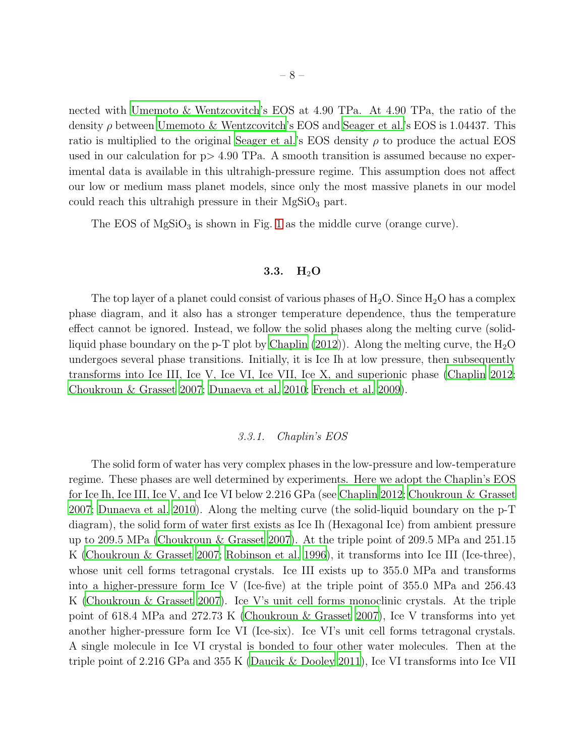nected with Umemoto & Wentzcovitch's EOS at 4.90 TPa. At 4.90 TPa, the ratio of the density $\rho$ between Umemoto & Wentzcovitch's EOS and Seager et al.'s EOS is 1.04437. This ratio is multiplied to the original Seager et al.'s EOS density $\rho$ to produce the actual EOS used in our calculation for p> 4.90 TPa. A smooth transition is assumed because no experimental data is available in this ultrahigh-pressure regime. This assumption does not affect our low or medium mass planet models, since only the most massive planets in our model could reach this ultrahigh pressure in their $MgSiO_3$ part.

The EOS of $MgSiO_3$ is shown in Fig. 1 as the middle curve (orange curve).

## 3.3. $H_2O$

The top layer of a planet could consist of various phases of $H_2O$. Since $H_2O$ has a complex phase diagram, and it also has a stronger temperature dependence, thus the temperature effect cannot be ignored. Instead, we follow the solid phases along the melting curve (solid-liquid phase boundary on the p-T plot by Chaplin (2012)). Along the melting curve, the $H_2O$ undergoes several phase transitions. Initially, it is Ice Ih at low pressure, then subsequently transforms into Ice III, Ice V, Ice VI, Ice VII, Ice X, and superionic phase (Chaplin 2012; Choukroun & Grasset 2007; Dunaeva et al. 2010; French et al. 2009).

### *3.3.1. Chaplin's EOS*

The solid form of water has very complex phases in the low-pressure and low-temperature regime. These phases are well determined by experiments. Here we adopt the Chaplin's EOS for Ice Ih, Ice III, Ice V, and Ice VI below 2.216 GPa (see Chaplin 2012; Choukroun & Grasset 2007; Dunaeva et al. 2010). Along the melting curve (the solid-liquid boundary on the p-T diagram), the solid form of water first exists as Ice Ih (Hexagonal Ice) from ambient pressure up to 209.5 MPa (Choukroun & Grasset 2007). At the triple point of 209.5 MPa and 251.15 K (Choukroun & Grasset 2007; Robinson et al. 1996), it transforms into Ice III (Ice-three), whose unit cell forms tetragonal crystals. Ice III exists up to 355.0 MPa and transforms into a higher-pressure form Ice V (Ice-five) at the triple point of 355.0 MPa and 256.43 K (Choukroun & Grasset 2007). Ice V's unit cell forms monoclinic crystals. At the triple point of 618.4 MPa and 272.73 K (Choukroun & Grasset 2007), Ice V transforms into yet another higher-pressure form Ice VI (Ice-six). Ice VI's unit cell forms tetragonal crystals. A single molecule in Ice VI crystal is bonded to four other water molecules. Then at the triple point of 2.216 GPa and 355 K (Daucik & Dooley 2011), Ice VI transforms into Ice VII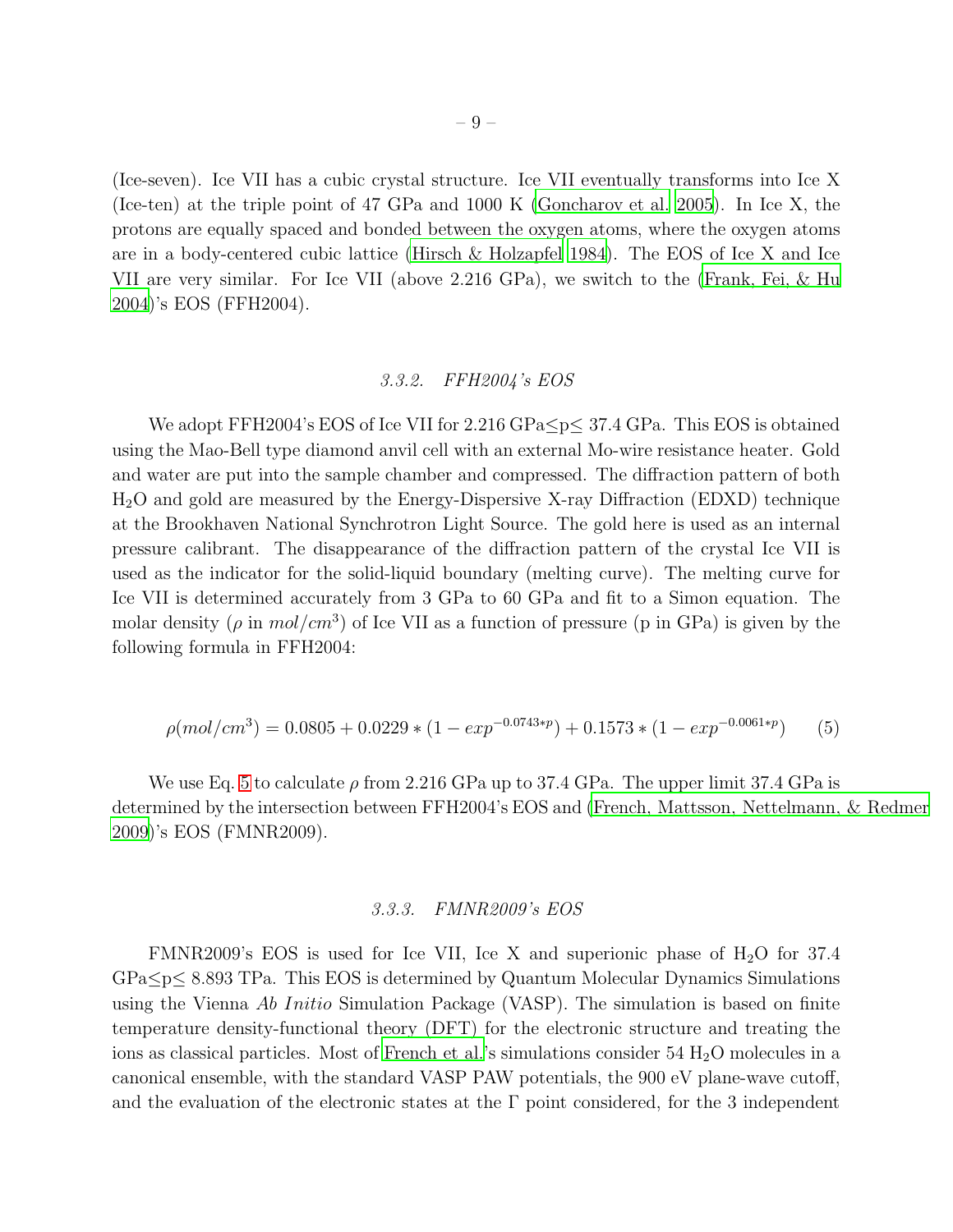(Ice-seven). Ice VII has a cubic crystal structure. Ice VII eventually transforms into Ice X (Ice-ten) at the triple point of 47 GPa and 1000 K (Goncharov et al. 2005). In Ice X, the protons are equally spaced and bonded between the oxygen atoms, where the oxygen atoms are in a body-centered cubic lattice (Hirsch & Holzapfel 1984). The EOS of Ice X and Ice VII are very similar. For Ice VII (above 2.216 GPa), we switch to the (Frank, Fei, & Hu 2004)'s EOS (FFH2004).

### 3.3.2. FFH2004's EOS

We adopt FFH2004's EOS of Ice VII for 2.216 GPa$\leq$p$\leq$ 37.4 GPa. This EOS is obtained using the Mao-Bell type diamond anvil cell with an external Mo-wire resistance heater. Gold and water are put into the sample chamber and compressed. The diffraction pattern of both $H_2O$ and gold are measured by the Energy-Dispersive X-ray Diffraction (EDXD) technique at the Brookhaven National Synchrotron Light Source. The gold here is used as an internal pressure calibrant. The disappearance of the diffraction pattern of the crystal Ice VII is used as the indicator for the solid-liquid boundary (melting curve). The melting curve for Ice VII is determined accurately from 3 GPa to 60 GPa and fit to a Simon equation. The molar density ($\rho$ in $mol/cm^3$) of Ice VII as a function of pressure (p in GPa) is given by the following formula in FFH2004:

$$\rho(mol/cm^3) = 0.0805 + 0.0229 * (1 - exp^{-0.0743*p}) + 0.1573 * (1 - exp^{-0.0061*p}) \quad (5)$$

We use Eq. 5 to calculate $\rho$ from 2.216 GPa up to 37.4 GPa. The upper limit 37.4 GPa is determined by the intersection between FFH2004's EOS and (French, Mattsson, Nettelmann, & Redmer 2009)'s EOS (FMNR2009).

### 3.3.3. FMNR2009's EOS

FMNR2009's EOS is used for Ice VII, Ice X and superionic phase of $H_2O$ for 37.4 GPa$\leq$p$\leq$ 8.893 TPa. This EOS is determined by Quantum Molecular Dynamics Simulations using the Vienna *Ab Initio* Simulation Package (VASP). The simulation is based on finite temperature density-functional theory (DFT) for the electronic structure and treating the ions as classical particles. Most of French et al.'s simulations consider 54 $H_2O$ molecules in a canonical ensemble, with the standard VASP PAW potentials, the 900 eV plane-wave cutoff, and the evaluation of the electronic states at the $\Gamma$ point considered, for the 3 independent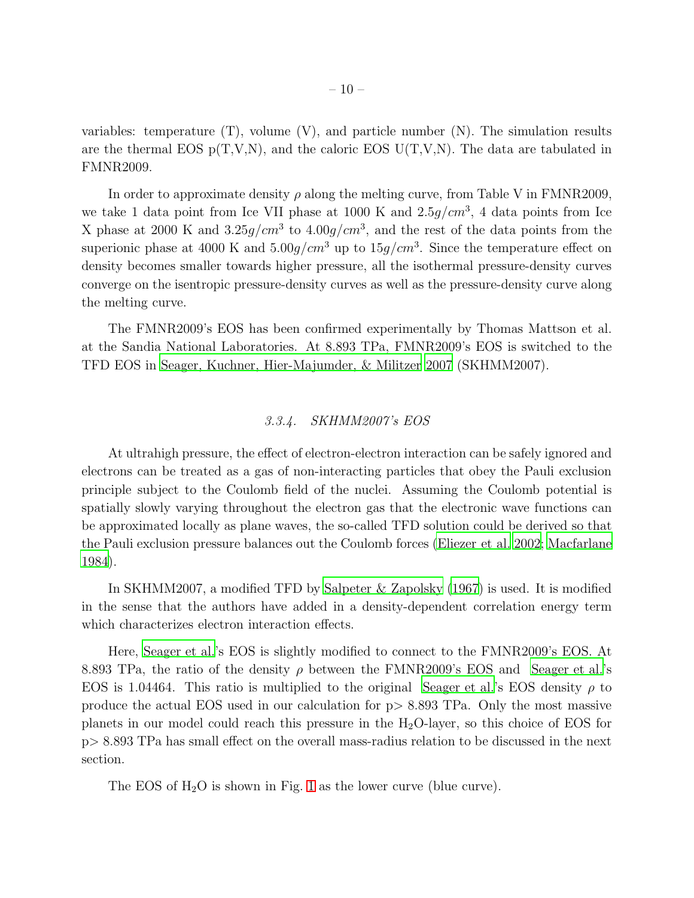variables: temperature (T), volume (V), and particle number (N). The simulation results are the thermal EOS p(T,V,N), and the caloric EOS U(T,V,N). The data are tabulated in FMNR2009.

In order to approximate density $\rho$ along the melting curve, from Table V in FMNR2009, we take 1 data point from Ice VII phase at 1000 K and $2.5 g/cm^3$, 4 data points from Ice X phase at 2000 K and $3.25 g/cm^3$ to $4.00 g/cm^3$, and the rest of the data points from the superionic phase at 4000 K and $5.00 g/cm^3$ up to $15 g/cm^3$. Since the temperature effect on density becomes smaller towards higher pressure, all the isothermal pressure-density curves converge on the isentropic pressure-density curves as well as the pressure-density curve along the melting curve.

The FMNR2009's EOS has been confirmed experimentally by Thomas Mattson et al. at the Sandia National Laboratories. At 8.893 TPa, FMNR2009's EOS is switched to the TFD EOS in Seager, Kuchner, Hier-Majumder, & Militzer 2007 (SKHMM2007).

### 3.3.4. SKHMM2007's EOS

At ultrahigh pressure, the effect of electron-electron interaction can be safely ignored and electrons can be treated as a gas of non-interacting particles that obey the Pauli exclusion principle subject to the Coulomb field of the nuclei. Assuming the Coulomb potential is spatially slowly varying throughout the electron gas that the electronic wave functions can be approximated locally as plane waves, the so-called TFD solution could be derived so that the Pauli exclusion pressure balances out the Coulomb forces (Eliezer et al. 2002; Macfarlane 1984).

In SKHMM2007, a modified TFD by Salpeter & Zapolsky (1967) is used. It is modified in the sense that the authors have added in a density-dependent correlation energy term which characterizes electron interaction effects.

Here, Seager et al.'s EOS is slightly modified to connect to the FMNR2009's EOS. At 8.893 TPa, the ratio of the density $\rho$ between the FMNR2009's EOS and Seager et al.'s EOS is 1.04464. This ratio is multiplied to the original Seager et al.'s EOS density $\rho$ to produce the actual EOS used in our calculation for p> 8.893 TPa. Only the most massive planets in our model could reach this pressure in the $H_2O$-layer, so this choice of EOS for p> 8.893 TPa has small effect on the overall mass-radius relation to be discussed in the next section.

The EOS of $H_2O$ is shown in Fig. 1 as the lower curve (blue curve).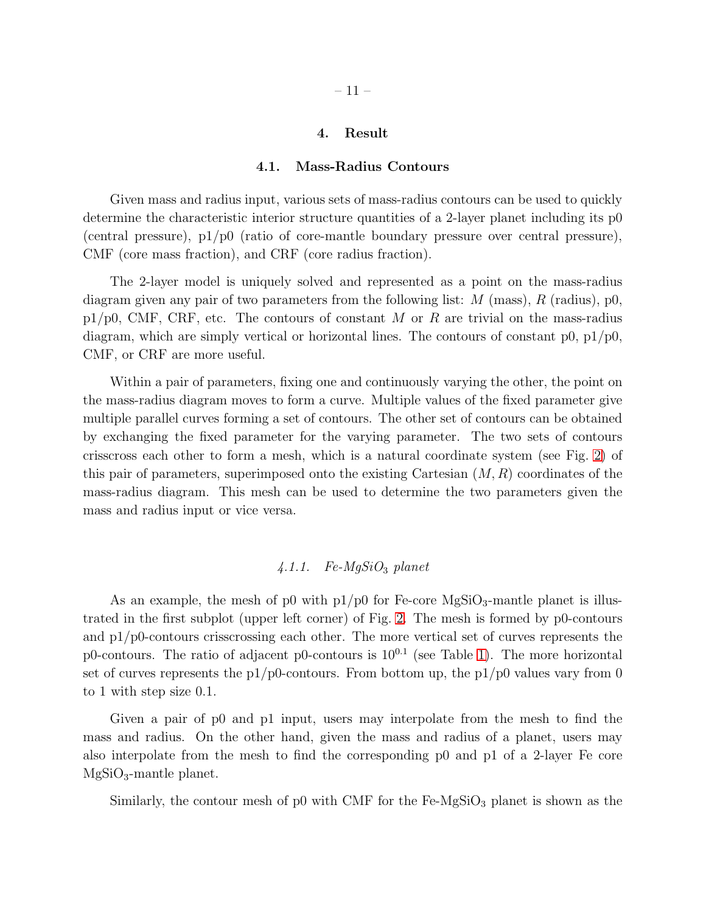## 4. Result

### 4.1. Mass-Radius Contours

Given mass and radius input, various sets of mass-radius contours can be used to quickly determine the characteristic interior structure quantities of a 2-layer planet including its p0 (central pressure), p1/p0 (ratio of core-mantle boundary pressure over central pressure), CMF (core mass fraction), and CRF (core radius fraction).

The 2-layer model is uniquely solved and represented as a point on the mass-radius diagram given any pair of two parameters from the following list: $M$ (mass), $R$ (radius), p0, p1/p0, CMF, CRF, etc. The contours of constant $M$ or $R$ are trivial on the mass-radius diagram, which are simply vertical or horizontal lines. The contours of constant p0, p1/p0, CMF, or CRF are more useful.

Within a pair of parameters, fixing one and continuously varying the other, the point on the mass-radius diagram moves to form a curve. Multiple values of the fixed parameter give multiple parallel curves forming a set of contours. The other set of contours can be obtained by exchanging the fixed parameter for the varying parameter. The two sets of contours crisscross each other to form a mesh, which is a natural coordinate system (see Fig. 2) of this pair of parameters, superimposed onto the existing Cartesian $(M, R)$ coordinates of the mass-radius diagram. This mesh can be used to determine the two parameters given the mass and radius input or vice versa.

#### 4.1.1. *Fe-$MgSiO_3$ planet*

As an example, the mesh of p0 with p1/p0 for Fe-core $MgSiO_3$-mantle planet is illustrated in the first subplot (upper left corner) of Fig. 2. The mesh is formed by p0-contours and p1/p0-contours crisscrossing each other. The more vertical set of curves represents the p0-contours. The ratio of adjacent p0-contours is $10^{0.1}$ (see Table 1). The more horizontal set of curves represents the p1/p0-contours. From bottom up, the p1/p0 values vary from 0 to 1 with step size 0.1.

Given a pair of p0 and p1 input, users may interpolate from the mesh to find the mass and radius. On the other hand, given the mass and radius of a planet, users may also interpolate from the mesh to find the corresponding p0 and p1 of a 2-layer Fe core $MgSiO_3$-mantle planet.

Similarly, the contour mesh of p0 with CMF for the Fe-$MgSiO_3$ planet is shown as the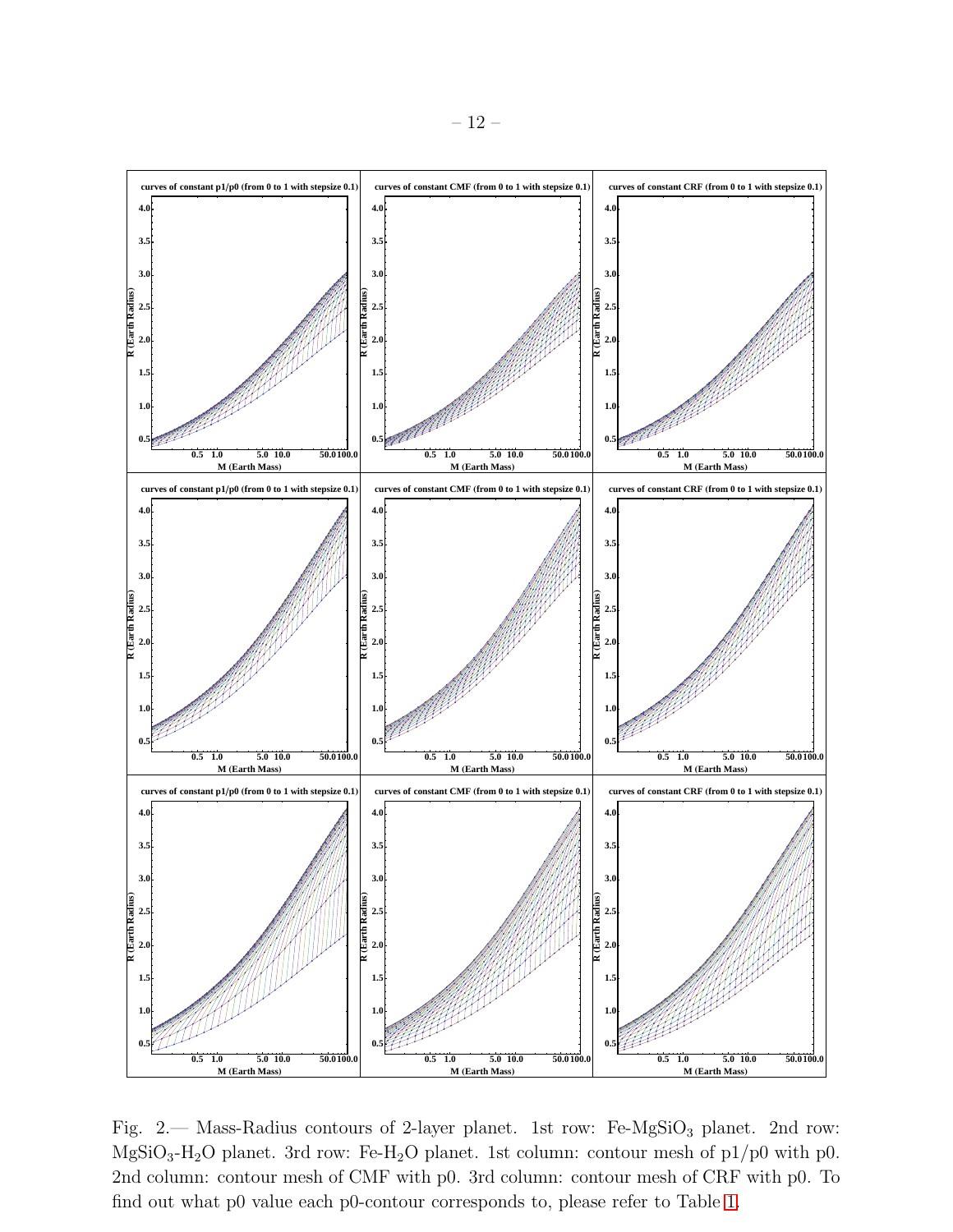Fig. 2.— Mass-Radius contours of 2-layer planet. 1st row: Fe-$MgSiO_3$ planet. 2nd row: $MgSiO_3$-$H_2O$ planet. 3rd row: Fe-$H_2O$ planet. 1st column: contour mesh of p1/p0 with p0. 2nd column: contour mesh of CMF with p0. 3rd column: contour mesh of CRF with p0. To find out what p0 value each p0-contour corresponds to, please refer to Table 1.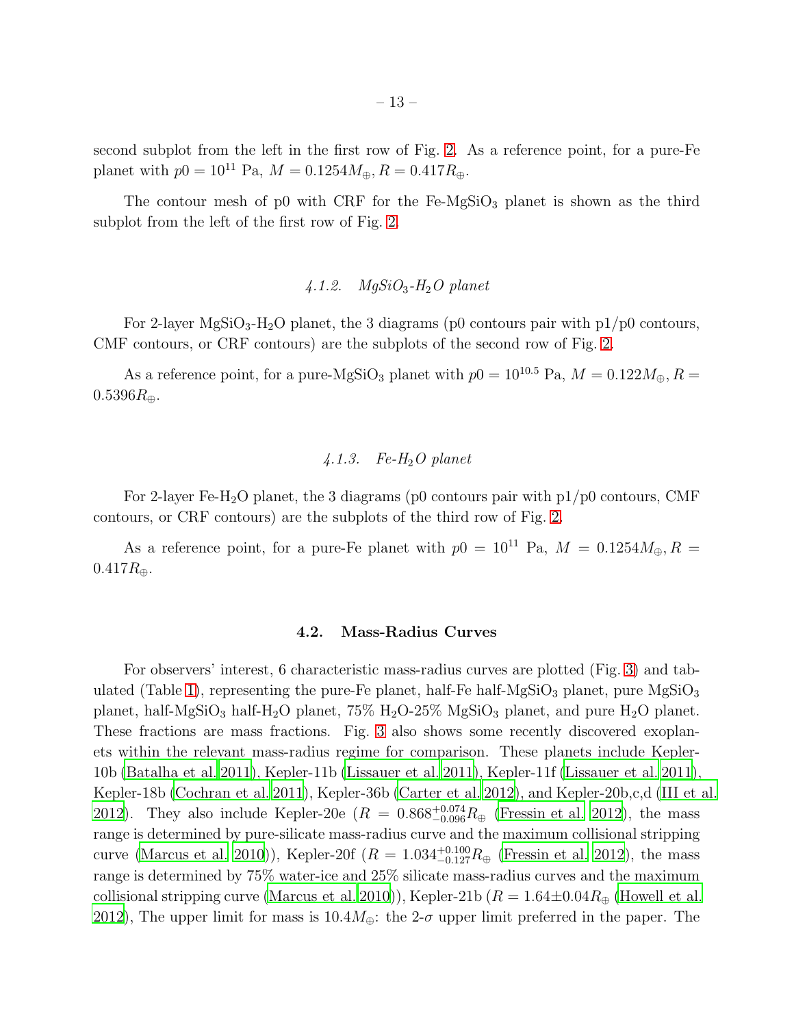second subplot from the left in the first row of Fig. 2. As a reference point, for a pure-Fe planet with $p0 = 10^{11}$ Pa, $M = 0.1254 M_{\oplus}, R = 0.417 R_{\oplus}$.

The contour mesh of p0 with CRF for the Fe-$MgSiO_3$ planet is shown as the third subplot from the left of the first row of Fig. 2.

### *4.1.2. $MgSiO_3$-$H_2O$ planet*

For 2-layer $MgSiO_3$-$H_2O$ planet, the 3 diagrams (p0 contours pair with p1/p0 contours, CMF contours, or CRF contours) are the subplots of the second row of Fig. 2.

As a reference point, for a pure-$MgSiO_3$ planet with $p0 = 10^{10.5}$ Pa, $M = 0.122 M_{\oplus}, R = 0.5396 R_{\oplus}$.

### *4.1.3. Fe-$H_2O$ planet*

For 2-layer Fe-$H_2O$ planet, the 3 diagrams (p0 contours pair with p1/p0 contours, CMF contours, or CRF contours) are the subplots of the third row of Fig. 2.

As a reference point, for a pure-Fe planet with $p0 = 10^{11}$ Pa, $M = 0.1254 M_{\oplus}, R = 0.417 R_{\oplus}$.

## 4.2. Mass-Radius Curves

For observers' interest, 6 characteristic mass-radius curves are plotted (Fig. 3) and tabulated (Table 1), representing the pure-Fe planet, half-Fe half-$MgSiO_3$ planet, pure $MgSiO_3$ planet, half-$MgSiO_3$ half-$H_2O$ planet, 75% $H_2O$-25% $MgSiO_3$ planet, and pure $H_2O$ planet. These fractions are mass fractions. Fig. 3 also shows some recently discovered exoplanets within the relevant mass-radius regime for comparison. These planets include Kepler-10b (Batalha et al. 2011), Kepler-11b (Lissauer et al. 2011), Kepler-11f (Lissauer et al. 2011), Kepler-18b (Cochran et al. 2011), Kepler-36b (Carter et al. 2012), and Kepler-20b,c,d (III et al. 2012). They also include Kepler-20e ($R = 0.868^{+0.074}_{-0.096} R_{\oplus}$ (Fressin et al. 2012), the mass range is determined by pure-silicate mass-radius curve and the maximum collisional stripping curve (Marcus et al. 2010)), Kepler-20f ($R = 1.034^{+0.100}_{-0.127} R_{\oplus}$ (Fressin et al. 2012), the mass range is determined by 75% water-ice and 25% silicate mass-radius curves and the maximum collisional stripping curve (Marcus et al. 2010)), Kepler-21b ($R = 1.64 \pm 0.04 R_{\oplus}$ (Howell et al. 2012), The upper limit for mass is $10.4 M_{\oplus}$: the 2-$\sigma$ upper limit preferred in the paper. The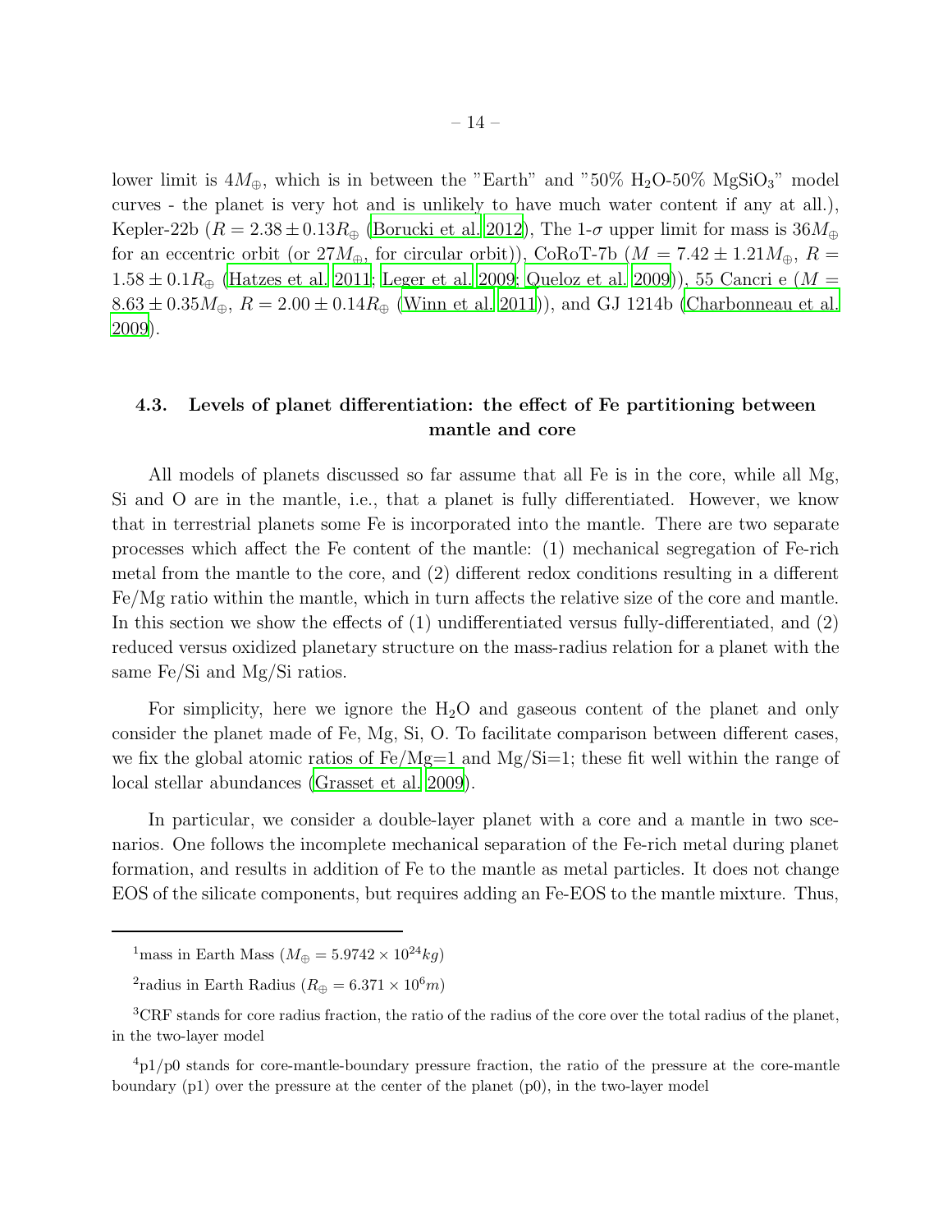lower limit is $4M_{\oplus}$, which is in between the "Earth" and "50% $H_2O$-50% $MgSiO_3$" model curves - the planet is very hot and is unlikely to have much water content if any at all.), Kepler-22b ($R = 2.38 \pm 0.13 R_{\oplus}$ (Borucki et al. 2012), The 1-$\sigma$ upper limit for mass is $36M_{\oplus}$ for an eccentric orbit (or $27M_{\oplus}$, for circular orbit)), CoRoT-7b ($M = 7.42 \pm 1.21 M_{\oplus}$, $R = 1.58 \pm 0.1 R_{\oplus}$ (Hatzes et al. 2011; Leger et al. 2009; Queloz et al. 2009)), 55 Cancri e ($M = 8.63 \pm 0.35 M_{\oplus}$, $R = 2.00 \pm 0.14 R_{\oplus}$ (Winn et al. 2011)), and GJ 1214b (Charbonneau et al. 2009).

### 4.3. Levels of planet differentiation: the effect of Fe partitioning between mantle and core

All models of planets discussed so far assume that all Fe is in the core, while all Mg, Si and O are in the mantle, i.e., that a planet is fully differentiated. However, we know that in terrestrial planets some Fe is incorporated into the mantle. There are two separate processes which affect the Fe content of the mantle: (1) mechanical segregation of Fe-rich metal from the mantle to the core, and (2) different redox conditions resulting in a different Fe/Mg ratio within the mantle, which in turn affects the relative size of the core and mantle. In this section we show the effects of (1) undifferentiated versus fully-differentiated, and (2) reduced versus oxidized planetary structure on the mass-radius relation for a planet with the same Fe/Si and Mg/Si ratios.

For simplicity, here we ignore the $H_2O$ and gaseous content of the planet and only consider the planet made of Fe, Mg, Si, O. To facilitate comparison between different cases, we fix the global atomic ratios of Fe/Mg=1 and Mg/Si=1; these fit well within the range of local stellar abundances (Grasset et al. 2009).

In particular, we consider a double-layer planet with a core and a mantle in two scenarios. One follows the incomplete mechanical separation of the Fe-rich metal during planet formation, and results in addition of Fe to the mantle as metal particles. It does not change EOS of the silicate components, but requires adding an Fe-EOS to the mantle mixture. Thus,

---

[1] mass in Earth Mass ($M_{\oplus} = 5.9742 \times 10^{24} kg$)

[2] radius in Earth Radius ($R_{\oplus} = 6.371 \times 10^{6} m$)

[3] CRF stands for core radius fraction, the ratio of the radius of the core over the total radius of the planet, in the two-layer model

[4] p1/p0 stands for core-mantle-boundary pressure fraction, the ratio of the pressure at the core-mantle boundary (p1) over the pressure at the center of the planet (p0), in the two-layer model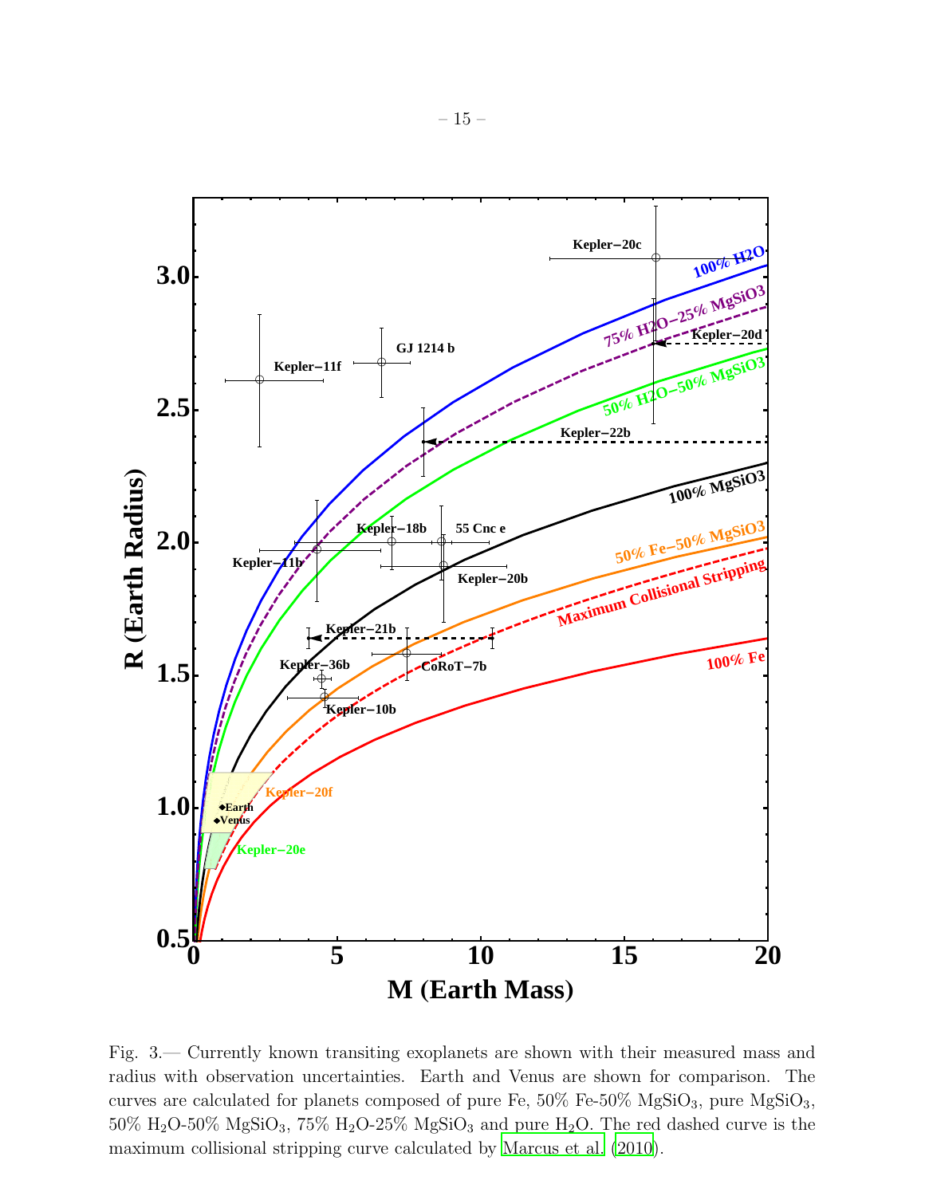Fig. 3.— Currently known transiting exoplanets are shown with their measured mass and radius with observation uncertainties. Earth and Venus are shown for comparison. The curves are calculated for planets composed of pure Fe, 50% Fe-50% $MgSiO_3$, pure $MgSiO_3$, 50% $H_2O$-50% $MgSiO_3$, 75% $H_2O$-25% $MgSiO_3$ and pure $H_2O$. The red dashed curve is the maximum collisional stripping curve calculated by Marcus et al. (2010).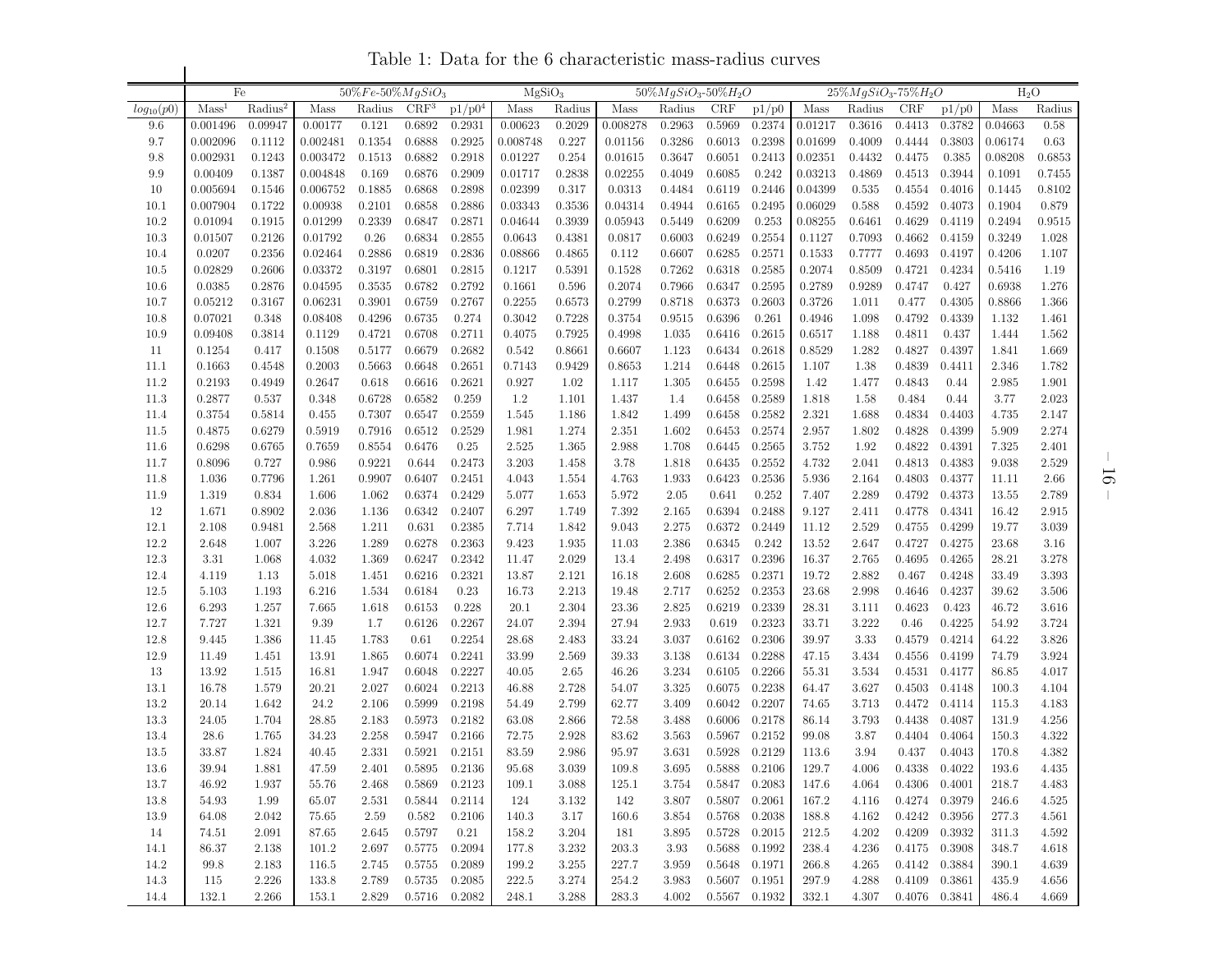Table 1: Data for the 6 characteristic mass-radius curves

| | Fe | | 50% $Fe$-50% $MgSiO_3$ | | | | $MgSiO_3$ | | 50% $MgSiO_3$-50% $H_2O$ | | | | 25% $MgSiO_3$-75% $H_2O$ | | | | $H_2O$ | |
|---|---|---|---|---|---|---|---|---|---|---|---|---|---|---|---|---|---|---|
| $log_{10}(p0)$ | Mass[1] | Radius[2] | Mass | Radius | CRF[3] | p1/p0[4] | Mass | Radius | Mass | Radius | CRF | p1/p0 | Mass | Radius | CRF | p1/p0 | Mass | Radius |
| 9.6 | 0.001496 | 0.09947 | 0.00177 | 0.121 | 0.6892 | 0.2931 | 0.00623 | 0.2029 | 0.008278 | 0.2963 | 0.5969 | 0.2374 | 0.01217 | 0.3616 | 0.4413 | 0.3782 | 0.04663 | 0.58 |
| 9.7 | 0.002096 | 0.1112 | 0.002481 | 0.1354 | 0.6888 | 0.2925 | 0.008748 | 0.227 | 0.01156 | 0.3286 | 0.6013 | 0.2398 | 0.01699 | 0.4009 | 0.4444 | 0.3803 | 0.06174 | 0.63 |
| 9.8 | 0.002931 | 0.1243 | 0.003472 | 0.1513 | 0.6882 | 0.2918 | 0.01227 | 0.254 | 0.01615 | 0.3647 | 0.6051 | 0.2413 | 0.02351 | 0.4432 | 0.4475 | 0.385 | 0.08208 | 0.6853 |
| 9.9 | 0.00409 | 0.1387 | 0.004848 | 0.169 | 0.6876 | 0.2909 | 0.01717 | 0.2838 | 0.02255 | 0.4049 | 0.6085 | 0.242 | 0.03213 | 0.4869 | 0.4513 | 0.3944 | 0.1091 | 0.7455 |
| 10 | 0.005694 | 0.1546 | 0.006752 | 0.1885 | 0.6868 | 0.2898 | 0.02399 | 0.317 | 0.0313 | 0.4484 | 0.6119 | 0.2446 | 0.04399 | 0.535 | 0.4554 | 0.4016 | 0.1445 | 0.8102 |
| 10.1 | 0.007904 | 0.1722 | 0.00938 | 0.2101 | 0.6858 | 0.2886 | 0.03343 | 0.3536 | 0.04314 | 0.4944 | 0.6165 | 0.2495 | 0.06029 | 0.588 | 0.4592 | 0.4073 | 0.1904 | 0.879 |
| 10.2 | 0.01094 | 0.1915 | 0.01299 | 0.2339 | 0.6847 | 0.2871 | 0.04644 | 0.3939 | 0.05943 | 0.5449 | 0.6209 | 0.253 | 0.08255 | 0.6461 | 0.4629 | 0.4119 | 0.2494 | 0.9515 |
| 10.3 | 0.01507 | 0.2126 | 0.01792 | 0.26 | 0.6834 | 0.2855 | 0.0643 | 0.4381 | 0.0817 | 0.6003 | 0.6249 | 0.2554 | 0.1127 | 0.7093 | 0.4662 | 0.4159 | 0.3249 | 1.028 |
| 10.4 | 0.0207 | 0.2356 | 0.02464 | 0.2886 | 0.6819 | 0.2836 | 0.08866 | 0.4865 | 0.112 | 0.6607 | 0.6285 | 0.2571 | 0.1533 | 0.7777 | 0.4693 | 0.4197 | 0.4206 | 1.107 |
| 10.5 | 0.02829 | 0.2606 | 0.03372 | 0.3197 | 0.6801 | 0.2815 | 0.1217 | 0.5391 | 0.1528 | 0.7262 | 0.6318 | 0.2585 | 0.2074 | 0.8509 | 0.4721 | 0.4234 | 0.5416 | 1.19 |
| 10.6 | 0.0385 | 0.2876 | 0.04595 | 0.3535 | 0.6782 | 0.2792 | 0.1661 | 0.596 | 0.2074 | 0.7966 | 0.6347 | 0.2595 | 0.2789 | 0.9289 | 0.4747 | 0.427 | 0.6938 | 1.276 |
| 10.7 | 0.05212 | 0.3167 | 0.06231 | 0.3901 | 0.6759 | 0.2767 | 0.2255 | 0.6573 | 0.2799 | 0.8718 | 0.6373 | 0.2603 | 0.3726 | 1.011 | 0.477 | 0.4305 | 0.8866 | 1.366 |
| 10.8 | 0.07021 | 0.348 | 0.08408 | 0.4296 | 0.6735 | 0.274 | 0.3042 | 0.7228 | 0.3754 | 0.9515 | 0.6396 | 0.261 | 0.4946 | 1.098 | 0.4792 | 0.4339 | 1.132 | 1.461 |
| 10.9 | 0.09408 | 0.3814 | 0.1129 | 0.4721 | 0.6708 | 0.2711 | 0.4075 | 0.7925 | 0.4998 | 1.035 | 0.6416 | 0.2615 | 0.6517 | 1.188 | 0.4811 | 0.437 | 1.444 | 1.562 |
| 11 | 0.1254 | 0.417 | 0.1508 | 0.5177 | 0.6679 | 0.2682 | 0.542 | 0.8661 | 0.6607 | 1.123 | 0.6434 | 0.2618 | 0.8529 | 1.282 | 0.4827 | 0.4397 | 1.841 | 1.669 |
| 11.1 | 0.1663 | 0.4548 | 0.2003 | 0.5663 | 0.6648 | 0.2651 | 0.7143 | 0.9429 | 0.8653 | 1.214 | 0.6448 | 0.2615 | 1.107 | 1.38 | 0.4839 | 0.4411 | 2.346 | 1.782 |
| 11.2 | 0.2193 | 0.4949 | 0.2647 | 0.618 | 0.6616 | 0.2621 | 0.927 | 1.02 | 1.117 | 1.305 | 0.6455 | 0.2598 | 1.42 | 1.477 | 0.4843 | 0.44 | 2.985 | 1.901 |
| 11.3 | 0.2877 | 0.537 | 0.348 | 0.6728 | 0.6582 | 0.259 | 1.2 | 1.101 | 1.437 | 1.4 | 0.6458 | 0.2589 | 1.818 | 1.58 | 0.484 | 0.44 | 3.77 | 2.023 |
| 11.4 | 0.3754 | 0.5814 | 0.455 | 0.7307 | 0.6547 | 0.2559 | 1.545 | 1.186 | 1.842 | 1.499 | 0.6458 | 0.2582 | 2.321 | 1.688 | 0.4834 | 0.4403 | 4.735 | 2.147 |
| 11.5 | 0.4875 | 0.6279 | 0.5919 | 0.7916 | 0.6512 | 0.2529 | 1.981 | 1.274 | 2.351 | 1.602 | 0.6453 | 0.2574 | 2.957 | 1.802 | 0.4828 | 0.4399 | 5.909 | 2.274 |
| 11.6 | 0.6298 | 0.6765 | 0.7659 | 0.8554 | 0.6476 | 0.25 | 2.525 | 1.365 | 2.988 | 1.708 | 0.6445 | 0.2565 | 3.752 | 1.92 | 0.4822 | 0.4391 | 7.325 | 2.401 |
| 11.7 | 0.8096 | 0.727 | 0.986 | 0.9221 | 0.644 | 0.2473 | 3.203 | 1.458 | 3.78 | 1.818 | 0.6435 | 0.2552 | 4.732 | 2.041 | 0.4813 | 0.4383 | 9.038 | 2.529 |
| 11.8 | 1.036 | 0.7796 | 1.261 | 0.9907 | 0.6407 | 0.2451 | 4.043 | 1.554 | 4.763 | 1.933 | 0.6423 | 0.2536 | 5.936 | 2.164 | 0.4803 | 0.4377 | 11.11 | 2.66 |
| 11.9 | 1.319 | 0.834 | 1.606 | 1.062 | 0.6374 | 0.2429 | 5.077 | 1.653 | 5.972 | 2.05 | 0.641 | 0.252 | 7.407 | 2.289 | 0.4792 | 0.4373 | 13.55 | 2.789 |
| 12 | 1.671 | 0.8902 | 2.036 | 1.136 | 0.6342 | 0.2407 | 6.297 | 1.749 | 7.392 | 2.165 | 0.6394 | 0.2488 | 9.127 | 2.411 | 0.4778 | 0.4341 | 16.42 | 2.915 |
| 12.1 | 2.108 | 0.9481 | 2.568 | 1.211 | 0.631 | 0.2385 | 7.714 | 1.842 | 9.043 | 2.275 | 0.6372 | 0.2449 | 11.12 | 2.529 | 0.4755 | 0.4299 | 19.77 | 3.039 |
| 12.2 | 2.648 | 1.007 | 3.226 | 1.289 | 0.6278 | 0.2363 | 9.423 | 1.935 | 11.03 | 2.386 | 0.6345 | 0.242 | 13.52 | 2.647 | 0.4727 | 0.4275 | 23.68 | 3.16 |
| 12.3 | 3.31 | 1.068 | 4.032 | 1.369 | 0.6247 | 0.2342 | 11.47 | 2.029 | 13.4 | 2.498 | 0.6317 | 0.2396 | 16.37 | 2.765 | 0.4695 | 0.4265 | 28.21 | 3.278 |
| 12.4 | 4.119 | 1.13 | 5.018 | 1.451 | 0.6216 | 0.2321 | 13.87 | 2.121 | 16.18 | 2.608 | 0.6285 | 0.2371 | 19.72 | 2.882 | 0.467 | 0.4248 | 33.49 | 3.393 |
| 12.5 | 5.103 | 1.193 | 6.216 | 1.534 | 0.6184 | 0.23 | 16.73 | 2.213 | 19.48 | 2.717 | 0.6252 | 0.2353 | 23.68 | 2.998 | 0.4646 | 0.4237 | 39.62 | 3.506 |
| 12.6 | 6.293 | 1.257 | 7.665 | 1.618 | 0.6153 | 0.228 | 20.1 | 2.304 | 23.36 | 2.825 | 0.6219 | 0.2339 | 28.31 | 3.111 | 0.4623 | 0.423 | 46.72 | 3.616 |
| 12.7 | 7.727 | 1.321 | 9.39 | 1.7 | 0.6126 | 0.2267 | 24.07 | 2.394 | 27.94 | 2.933 | 0.619 | 0.2323 | 33.71 | 3.222 | 0.46 | 0.4225 | 54.92 | 3.724 |
| 12.8 | 9.445 | 1.386 | 11.45 | 1.783 | 0.61 | 0.2254 | 28.68 | 2.483 | 33.24 | 3.037 | 0.6162 | 0.2306 | 39.97 | 3.33 | 0.4579 | 0.4214 | 64.22 | 3.826 |
| 12.9 | 11.49 | 1.451 | 13.91 | 1.865 | 0.6074 | 0.2241 | 33.99 | 2.569 | 39.33 | 3.138 | 0.6134 | 0.2288 | 47.15 | 3.434 | 0.4556 | 0.4199 | 74.79 | 3.924 |
| 13 | 13.92 | 1.515 | 16.81 | 1.947 | 0.6048 | 0.2227 | 40.05 | 2.65 | 46.26 | 3.234 | 0.6105 | 0.2266 | 55.31 | 3.534 | 0.4531 | 0.4177 | 86.85 | 4.017 |
| 13.1 | 16.78 | 1.579 | 20.21 | 2.027 | 0.6024 | 0.2213 | 46.88 | 2.728 | 54.07 | 3.325 | 0.6075 | 0.2238 | 64.47 | 3.627 | 0.4503 | 0.4148 | 100.3 | 4.104 |
| 13.2 | 20.14 | 1.642 | 24.2 | 2.106 | 0.5999 | 0.2198 | 54.49 | 2.799 | 62.77 | 3.409 | 0.6042 | 0.2207 | 74.65 | 3.713 | 0.4472 | 0.4114 | 115.3 | 4.183 |
| 13.3 | 24.05 | 1.704 | 28.85 | 2.183 | 0.5973 | 0.2182 | 63.08 | 2.866 | 72.58 | 3.488 | 0.6006 | 0.2178 | 86.14 | 3.793 | 0.4438 | 0.4087 | 131.9 | 4.256 |
| 13.4 | 28.6 | 1.765 | 34.23 | 2.258 | 0.5947 | 0.2166 | 72.75 | 2.928 | 83.62 | 3.563 | 0.5967 | 0.2152 | 99.08 | 3.87 | 0.4404 | 0.4064 | 150.3 | 4.322 |
| 13.5 | 33.87 | 1.824 | 40.45 | 2.331 | 0.5921 | 0.2151 | 83.59 | 2.986 | 95.97 | 3.631 | 0.5928 | 0.2129 | 113.6 | 3.94 | 0.437 | 0.4043 | 170.8 | 4.382 |
| 13.6 | 39.94 | 1.881 | 47.59 | 2.401 | 0.5895 | 0.2136 | 95.68 | 3.039 | 109.8 | 3.695 | 0.5888 | 0.2106 | 129.7 | 4.006 | 0.4338 | 0.4022 | 193.6 | 4.435 |
| 13.7 | 46.92 | 1.937 | 55.76 | 2.468 | 0.5869 | 0.2123 | 109.1 | 3.088 | 125.1 | 3.754 | 0.5847 | 0.2083 | 147.6 | 4.064 | 0.4306 | 0.4001 | 218.7 | 4.483 |
| 13.8 | 54.93 | 1.99 | 65.07 | 2.531 | 0.5844 | 0.2114 | 124 | 3.132 | 142 | 3.807 | 0.5807 | 0.2061 | 167.2 | 4.116 | 0.4274 | 0.3979 | 246.6 | 4.525 |
| 13.9 | 64.08 | 2.042 | 75.65 | 2.59 | 0.582 | 0.2106 | 140.3 | 3.17 | 160.6 | 3.854 | 0.5768 | 0.2038 | 188.8 | 4.162 | 0.4242 | 0.3956 | 277.3 | 4.561 |
| 14 | 74.51 | 2.091 | 87.65 | 2.645 | 0.5797 | 0.21 | 158.2 | 3.204 | 181 | 3.895 | 0.5728 | 0.2015 | 212.5 | 4.202 | 0.4209 | 0.3932 | 311.3 | 4.592 |
| 14.1 | 86.37 | 2.138 | 101.2 | 2.697 | 0.5775 | 0.2094 | 177.8 | 3.232 | 203.3 | 3.93 | 0.5688 | 0.1992 | 238.4 | 4.236 | 0.4175 | 0.3908 | 348.7 | 4.618 |
| 14.2 | 99.8 | 2.183 | 116.5 | 2.745 | 0.5755 | 0.2089 | 199.2 | 3.255 | 227.7 | 3.959 | 0.5648 | 0.1971 | 266.8 | 4.265 | 0.4142 | 0.3884 | 390.1 | 4.639 |
| 14.3 | 115 | 2.226 | 133.8 | 2.789 | 0.5735 | 0.2085 | 222.5 | 3.274 | 254.2 | 3.983 | 0.5607 | 0.1951 | 297.9 | 4.288 | 0.4109 | 0.3861 | 435.9 | 4.656 |
| 14.4 | 132.1 | 2.266 | 153.1 | 2.829 | 0.5716 | 0.2082 | 248.1 | 3.288 | 283.3 | 4.002 | 0.5567 | 0.1932 | 332.1 | 4.307 | 0.4076 | 0.3841 | 486.4 | 4.669 |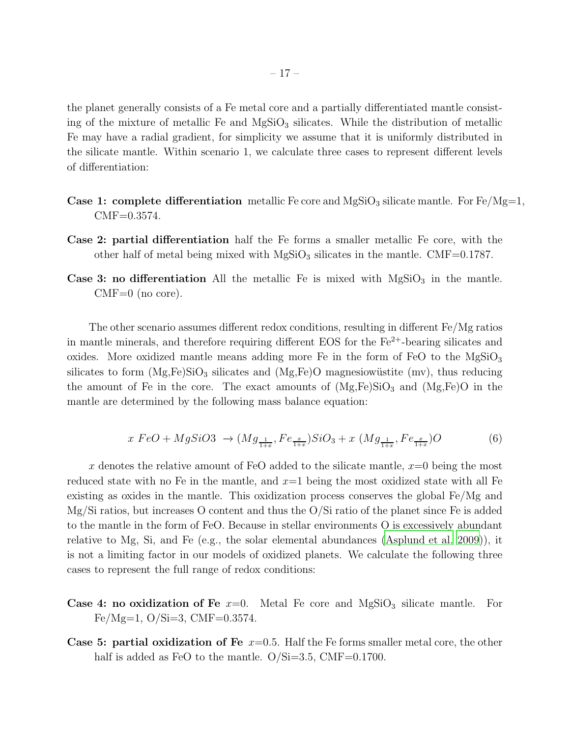the planet generally consists of a Fe metal core and a partially differentiated mantle consisting of the mixture of metallic Fe and $MgSiO_3$ silicates. While the distribution of metallic Fe may have a radial gradient, for simplicity we assume that it is uniformly distributed in the silicate mantle. Within scenario 1, we calculate three cases to represent different levels of differentiation:

**Case 1: complete differentiation** metallic Fe core and $MgSiO_3$ silicate mantle. For Fe/Mg=1, CMF=0.3574.

**Case 2: partial differentiation** half the Fe forms a smaller metallic Fe core, with the other half of metal being mixed with $MgSiO_3$ silicates in the mantle. CMF=0.1787.

**Case 3: no differentiation** All the metallic Fe is mixed with $MgSiO_3$ in the mantle. CMF=0 (no core).

The other scenario assumes different redox conditions, resulting in different Fe/Mg ratios in mantle minerals, and therefore requiring different EOS for the $Fe^{2+}$-bearing silicates and oxides. More oxidized mantle means adding more Fe in the form of FeO to the $MgSiO_3$ silicates to form $(Mg,Fe)SiO_3$ silicates and (Mg,Fe)O magnesiowüstite (mv), thus reducing the amount of Fe in the core. The exact amounts of $(Mg,Fe)SiO_3$ and (Mg,Fe)O in the mantle are determined by the following mass balance equation:

$$x \ FeO + MgSiO3 \ \rightarrow (Mg_{\frac{1}{1+x}}, Fe_{\frac{x}{1+x}})SiO_3 + x \ (Mg_{\frac{1}{1+x}}, Fe_{\frac{x}{1+x}})O \tag{6}$$

$x$ denotes the relative amount of FeO added to the silicate mantle, $x$=0 being the most reduced state with no Fe in the mantle, and $x$=1 being the most oxidized state with all Fe existing as oxides in the mantle. This oxidization process conserves the global Fe/Mg and Mg/Si ratios, but increases O content and thus the O/Si ratio of the planet since Fe is added to the mantle in the form of FeO. Because in stellar environments O is excessively abundant relative to Mg, Si, and Fe (e.g., the solar elemental abundances (Asplund et al. 2009)), it is not a limiting factor in our models of oxidized planets. We calculate the following three cases to represent the full range of redox conditions:

**Case 4: no oxidization of Fe** $x$=0. Metal Fe core and $MgSiO_3$ silicate mantle. For Fe/Mg=1, O/Si=3, CMF=0.3574.

**Case 5: partial oxidization of Fe** $x$=0.5. Half the Fe forms smaller metal core, the other half is added as FeO to the mantle. O/Si=3.5, CMF=0.1700.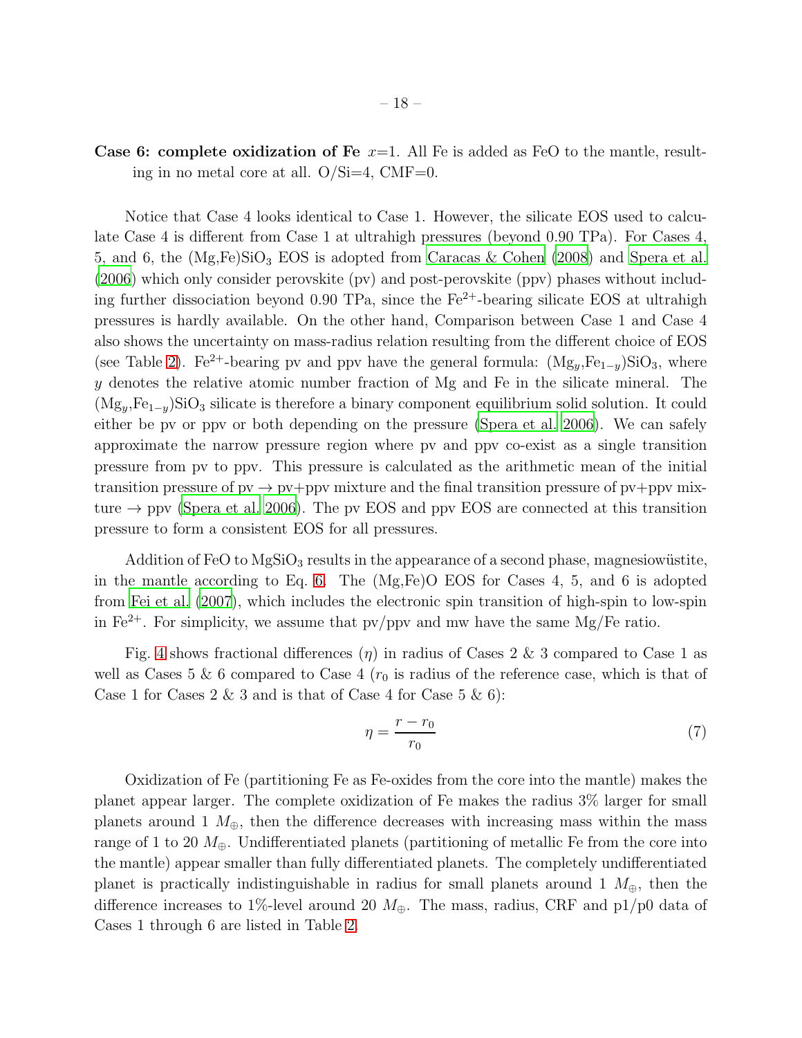**Case 6: complete oxidization of Fe** $x$=1. All Fe is added as FeO to the mantle, resulting in no metal core at all. O/Si=4, CMF=0.

Notice that Case 4 looks identical to Case 1. However, the silicate EOS used to calculate Case 4 is different from Case 1 at ultrahigh pressures (beyond 0.90 TPa). For Cases 4, 5, and 6, the (Mg,Fe)$SiO_3$ EOS is adopted from Caracas & Cohen (2008) and Spera et al. (2006) which only consider perovskite (pv) and post-perovskite (ppv) phases without including further dissociation beyond 0.90 TPa, since the $Fe^{2+}$-bearing silicate EOS at ultrahigh pressures is hardly available. On the other hand, Comparison between Case 1 and Case 4 also shows the uncertainty on mass-radius relation resulting from the different choice of EOS (see Table 2). $Fe^{2+}$-bearing pv and ppv have the general formula: $(Mg_y,Fe_{1-y})SiO_3$, where $y$ denotes the relative atomic number fraction of Mg and Fe in the silicate mineral. The $(Mg_y,Fe_{1-y})SiO_3$ silicate is therefore a binary component equilibrium solid solution. It could either be pv or ppv or both depending on the pressure (Spera et al. 2006). We can safely approximate the narrow pressure region where pv and ppv co-exist as a single transition pressure from pv to ppv. This pressure is calculated as the arithmetic mean of the initial transition pressure of pv $\rightarrow$ pv+ppv mixture and the final transition pressure of pv+ppv mixture $\rightarrow$ ppv (Spera et al. 2006). The pv EOS and ppv EOS are connected at this transition pressure to form a consistent EOS for all pressures.

Addition of FeO to $MgSiO_3$ results in the appearance of a second phase, magnesiowüstite, in the mantle according to Eq. 6. The (Mg,Fe)O EOS for Cases 4, 5, and 6 is adopted from Fei et al. (2007), which includes the electronic spin transition of high-spin to low-spin in $Fe^{2+}$. For simplicity, we assume that pv/ppv and mw have the same Mg/Fe ratio.

Fig. 4 shows fractional differences ($\eta$) in radius of Cases 2 & 3 compared to Case 1 as well as Cases 5 & 6 compared to Case 4 ($r_0$ is radius of the reference case, which is that of Case 1 for Cases 2 & 3 and is that of Case 4 for Case 5 & 6):

$$\eta = \frac{r - r_0}{r_0} \tag{7}$$

Oxidization of Fe (partitioning Fe as Fe-oxides from the core into the mantle) makes the planet appear larger. The complete oxidization of Fe makes the radius 3% larger for small planets around 1 $M_\oplus$, then the difference decreases with increasing mass within the mass range of 1 to 20 $M_\oplus$. Undifferentiated planets (partitioning of metallic Fe from the core into the mantle) appear smaller than fully differentiated planets. The completely undifferentiated planet is practically indistinguishable in radius for small planets around 1 $M_\oplus$, then the difference increases to 1%-level around 20 $M_\oplus$. The mass, radius, CRF and p1/p0 data of Cases 1 through 6 are listed in Table 2.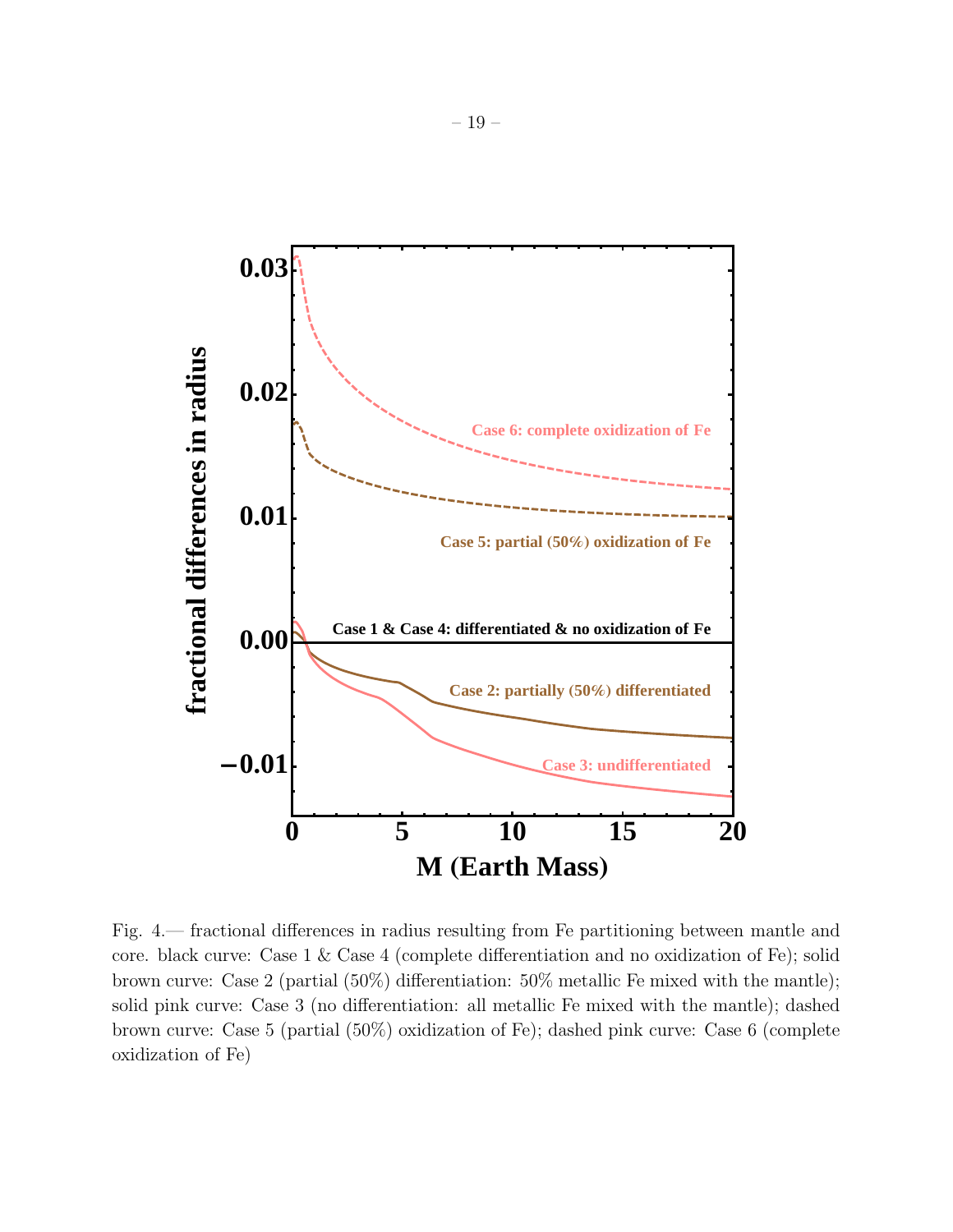Fig. 4.— fractional differences in radius resulting from Fe partitioning between mantle and core. black curve: Case 1 & Case 4 (complete differentiation and no oxidization of Fe); solid brown curve: Case 2 (partial (50%) differentiation: 50% metallic Fe mixed with the mantle); solid pink curve: Case 3 (no differentiation: all metallic Fe mixed with the mantle); dashed brown curve: Case 5 (partial (50%) oxidization of Fe); dashed pink curve: Case 6 (complete oxidization of Fe)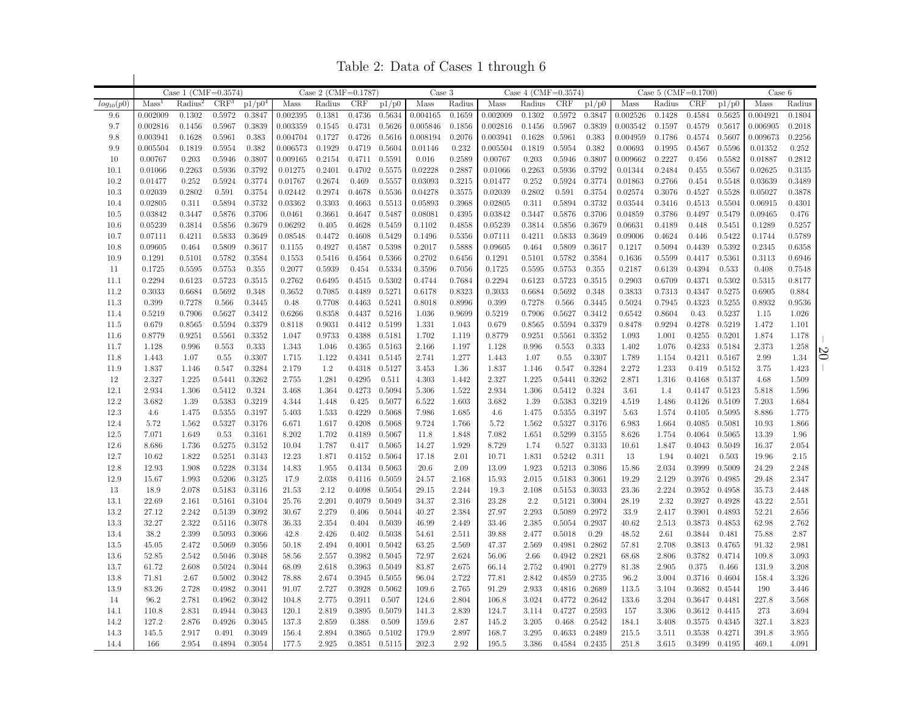# Table 2: Data of Cases 1 through 6

| | Case 1 (CMF=0.3574) | | | | Case 2 (CMF=0.1787) | | | | Case 3 | | Case 4 (CMF=0.3574) | | | | Case 5 (CMF=0.1700) | | | | Case 6 | |
|---|---|---|---|---|---|---|---|---|---|---|---|---|---|---|---|---|---|---|---|---|
| $log_{10}(p0)$ | Mass[1] | Radius[2] | CRF[3] | p1/p0[4] | Mass | Radius | CRF | p1/p0 | Mass | Radius | Mass | Radius | CRF | p1/p0 | Mass | Radius | CRF | p1/p0 | Mass | Radius |
| 9.6 | 0.002009 | 0.1302 | 0.5972 | 0.3847 | 0.002395 | 0.1381 | 0.4736 | 0.5634 | 0.004165 | 0.1659 | 0.002009 | 0.1302 | 0.5972 | 0.3847 | 0.002526 | 0.1428 | 0.4584 | 0.5625 | 0.004921 | 0.1804 |
| 9.7 | 0.002816 | 0.1456 | 0.5967 | 0.3839 | 0.003359 | 0.1545 | 0.4731 | 0.5626 | 0.005846 | 0.1856 | 0.002816 | 0.1456 | 0.5967 | 0.3839 | 0.003542 | 0.1597 | 0.4579 | 0.5617 | 0.006905 | 0.2018 |
| 9.8 | 0.003941 | 0.1628 | 0.5961 | 0.383 | 0.004704 | 0.1727 | 0.4726 | 0.5616 | 0.008194 | 0.2076 | 0.003941 | 0.1628 | 0.5961 | 0.383 | 0.004959 | 0.1786 | 0.4574 | 0.5607 | 0.009673 | 0.2256 |
| 9.9 | 0.005504 | 0.1819 | 0.5954 | 0.382 | 0.006573 | 0.1929 | 0.4719 | 0.5604 | 0.01146 | 0.232 | 0.005504 | 0.1819 | 0.5954 | 0.382 | 0.00693 | 0.1995 | 0.4567 | 0.5596 | 0.01352 | 0.252 |
| 10 | 0.00767 | 0.203 | 0.5946 | 0.3807 | 0.009165 | 0.2154 | 0.4711 | 0.5591 | 0.016 | 0.2589 | 0.00767 | 0.203 | 0.5946 | 0.3807 | 0.009662 | 0.2227 | 0.456 | 0.5582 | 0.01887 | 0.2812 |
| 10.1 | 0.01066 | 0.2263 | 0.5936 | 0.3792 | 0.01275 | 0.2401 | 0.4702 | 0.5575 | 0.02228 | 0.2887 | 0.01066 | 0.2263 | 0.5936 | 0.3792 | 0.01344 | 0.2484 | 0.455 | 0.5567 | 0.02625 | 0.3135 |
| 10.2 | 0.01477 | 0.252 | 0.5924 | 0.3774 | 0.01767 | 0.2674 | 0.469 | 0.5557 | 0.03093 | 0.3215 | 0.01477 | 0.252 | 0.5924 | 0.3774 | 0.01863 | 0.2766 | 0.454 | 0.5548 | 0.03639 | 0.3489 |
| 10.3 | 0.02039 | 0.2802 | 0.591 | 0.3754 | 0.02442 | 0.2974 | 0.4678 | 0.5536 | 0.04278 | 0.3575 | 0.02039 | 0.2802 | 0.591 | 0.3754 | 0.02574 | 0.3076 | 0.4527 | 0.5528 | 0.05027 | 0.3878 |
| 10.4 | 0.02805 | 0.311 | 0.5894 | 0.3732 | 0.03362 | 0.3303 | 0.4663 | 0.5513 | 0.05893 | 0.3968 | 0.02805 | 0.311 | 0.5894 | 0.3732 | 0.03544 | 0.3416 | 0.4513 | 0.5504 | 0.06915 | 0.4301 |
| 10.5 | 0.03842 | 0.3447 | 0.5876 | 0.3706 | 0.0461 | 0.3661 | 0.4647 | 0.5487 | 0.08081 | 0.4395 | 0.03842 | 0.3447 | 0.5876 | 0.3706 | 0.04859 | 0.3786 | 0.4497 | 0.5479 | 0.09465 | 0.476 |
| 10.6 | 0.05239 | 0.3814 | 0.5856 | 0.3679 | 0.06292 | 0.405 | 0.4628 | 0.5459 | 0.1102 | 0.4858 | 0.05239 | 0.3814 | 0.5856 | 0.3679 | 0.06631 | 0.4189 | 0.448 | 0.5451 | 0.1289 | 0.5257 |
| 10.7 | 0.07111 | 0.4211 | 0.5833 | 0.3649 | 0.08548 | 0.4472 | 0.4608 | 0.5429 | 0.1496 | 0.5356 | 0.07111 | 0.4211 | 0.5833 | 0.3649 | 0.09006 | 0.4624 | 0.446 | 0.5422 | 0.1744 | 0.5789 |
| 10.8 | 0.09605 | 0.464 | 0.5809 | 0.3617 | 0.1155 | 0.4927 | 0.4587 | 0.5398 | 0.2017 | 0.5888 | 0.09605 | 0.464 | 0.5809 | 0.3617 | 0.1217 | 0.5094 | 0.4439 | 0.5392 | 0.2345 | 0.6358 |
| 10.9 | 0.1291 | 0.5101 | 0.5782 | 0.3584 | 0.1553 | 0.5416 | 0.4564 | 0.5366 | 0.2702 | 0.6456 | 0.1291 | 0.5101 | 0.5782 | 0.3584 | 0.1636 | 0.5599 | 0.4417 | 0.5361 | 0.3113 | 0.6946 |
| 11 | 0.1725 | 0.5595 | 0.5753 | 0.355 | 0.2077 | 0.5939 | 0.454 | 0.5334 | 0.3596 | 0.7056 | 0.1725 | 0.5595 | 0.5753 | 0.355 | 0.2187 | 0.6139 | 0.4394 | 0.533 | 0.408 | 0.7548 |
| 11.1 | 0.2294 | 0.6123 | 0.5723 | 0.3515 | 0.2762 | 0.6495 | 0.4515 | 0.5302 | 0.4744 | 0.7684 | 0.2294 | 0.6123 | 0.5723 | 0.3515 | 0.2903 | 0.6709 | 0.4371 | 0.5302 | 0.5315 | 0.8177 |
| 11.2 | 0.3033 | 0.6684 | 0.5692 | 0.348 | 0.3652 | 0.7085 | 0.4489 | 0.5271 | 0.6178 | 0.8323 | 0.3033 | 0.6684 | 0.5692 | 0.348 | 0.3833 | 0.7313 | 0.4347 | 0.5275 | 0.6905 | 0.884 |
| 11.3 | 0.399 | 0.7278 | 0.566 | 0.3445 | 0.48 | 0.7708 | 0.4463 | 0.5241 | 0.8018 | 0.8996 | 0.399 | 0.7278 | 0.566 | 0.3445 | 0.5024 | 0.7945 | 0.4323 | 0.5255 | 0.8932 | 0.9536 |
| 11.4 | 0.5219 | 0.7906 | 0.5627 | 0.3412 | 0.6266 | 0.8358 | 0.4437 | 0.5216 | 1.036 | 0.9699 | 0.5219 | 0.7906 | 0.5627 | 0.3412 | 0.6542 | 0.8604 | 0.43 | 0.5237 | 1.15 | 1.026 |
| 11.5 | 0.679 | 0.8565 | 0.5594 | 0.3379 | 0.8118 | 0.9031 | 0.4412 | 0.5199 | 1.331 | 1.043 | 0.679 | 0.8565 | 0.5594 | 0.3379 | 0.8478 | 0.9294 | 0.4278 | 0.5219 | 1.472 | 1.101 |
| 11.6 | 0.8779 | 0.9251 | 0.5561 | 0.3352 | 1.047 | 0.9733 | 0.4388 | 0.5181 | 1.702 | 1.119 | 0.8779 | 0.9251 | 0.5561 | 0.3352 | 1.093 | 1.001 | 0.4255 | 0.5201 | 1.874 | 1.178 |
| 11.7 | 1.128 | 0.996 | 0.553 | 0.333 | 1.343 | 1.046 | 0.4365 | 0.5163 | 2.166 | 1.197 | 1.128 | 0.996 | 0.553 | 0.333 | 1.402 | 1.076 | 0.4233 | 0.5184 | 2.373 | 1.258 |
| 11.8 | 1.443 | 1.07 | 0.55 | 0.3307 | 1.715 | 1.122 | 0.4341 | 0.5145 | 2.741 | 1.277 | 1.443 | 1.07 | 0.55 | 0.3307 | 1.789 | 1.154 | 0.4211 | 0.5167 | 2.99 | 1.34 |
| 11.9 | 1.837 | 1.146 | 0.547 | 0.3284 | 2.179 | 1.2 | 0.4318 | 0.5127 | 3.453 | 1.36 | 1.837 | 1.146 | 0.547 | 0.3284 | 2.272 | 1.233 | 0.419 | 0.5152 | 3.75 | 1.423 |
| 12 | 2.327 | 1.225 | 0.5441 | 0.3262 | 2.755 | 1.281 | 0.4295 | 0.511 | 4.303 | 1.442 | 2.327 | 1.225 | 0.5441 | 0.3262 | 2.871 | 1.316 | 0.4168 | 0.5137 | 4.68 | 1.509 |
| 12.1 | 2.934 | 1.306 | 0.5412 | 0.324 | 3.468 | 1.364 | 0.4273 | 0.5094 | 5.306 | 1.522 | 2.934 | 1.306 | 0.5412 | 0.324 | 3.61 | 1.4 | 0.4147 | 0.5123 | 5.818 | 1.596 |
| 12.2 | 3.682 | 1.39 | 0.5383 | 0.3219 | 4.344 | 1.448 | 0.425 | 0.5077 | 6.522 | 1.603 | 3.682 | 1.39 | 0.5383 | 0.3219 | 4.519 | 1.486 | 0.4126 | 0.5109 | 7.203 | 1.684 |
| 12.3 | 4.6 | 1.475 | 0.5355 | 0.3197 | 5.403 | 1.533 | 0.4229 | 0.5068 | 7.986 | 1.685 | 4.6 | 1.475 | 0.5355 | 0.3197 | 5.63 | 1.574 | 0.4105 | 0.5095 | 8.886 | 1.775 |
| 12.4 | 5.72 | 1.562 | 0.5327 | 0.3176 | 6.671 | 1.617 | 0.4208 | 0.5068 | 9.724 | 1.766 | 5.72 | 1.562 | 0.5327 | 0.3176 | 6.983 | 1.664 | 0.4085 | 0.5081 | 10.93 | 1.866 |
| 12.5 | 7.071 | 1.649 | 0.53 | 0.3161 | 8.202 | 1.702 | 0.4189 | 0.5067 | 11.8 | 1.848 | 7.082 | 1.651 | 0.5299 | 0.3155 | 8.626 | 1.754 | 0.4064 | 0.5065 | 13.39 | 1.96 |
| 12.6 | 8.686 | 1.736 | 0.5275 | 0.3152 | 10.04 | 1.787 | 0.417 | 0.5065 | 14.27 | 1.929 | 8.729 | 1.74 | 0.527 | 0.3133 | 10.61 | 1.847 | 0.4043 | 0.5049 | 16.37 | 2.054 |
| 12.7 | 10.62 | 1.822 | 0.5251 | 0.3143 | 12.23 | 1.871 | 0.4152 | 0.5064 | 17.18 | 2.01 | 10.71 | 1.831 | 0.5242 | 0.311 | 13 | 1.94 | 0.4021 | 0.503 | 19.96 | 2.15 |
| 12.8 | 12.93 | 1.908 | 0.5228 | 0.3134 | 14.83 | 1.955 | 0.4134 | 0.5063 | 20.6 | 2.09 | 13.09 | 1.923 | 0.5213 | 0.3086 | 15.86 | 2.034 | 0.3999 | 0.5009 | 24.29 | 2.248 |
| 12.9 | 15.67 | 1.993 | 0.5206 | 0.3125 | 17.9 | 2.038 | 0.4116 | 0.5059 | 24.57 | 2.168 | 15.93 | 2.015 | 0.5183 | 0.3061 | 19.29 | 2.129 | 0.3976 | 0.4985 | 29.48 | 2.347 |
| 13 | 18.9 | 2.078 | 0.5183 | 0.3116 | 21.53 | 2.12 | 0.4098 | 0.5054 | 29.15 | 2.244 | 19.3 | 2.108 | 0.5153 | 0.3033 | 23.36 | 2.224 | 0.3952 | 0.4958 | 35.73 | 2.448 |
| 13.1 | 22.69 | 2.161 | 0.5161 | 0.3104 | 25.76 | 2.201 | 0.4079 | 0.5049 | 34.37 | 2.316 | 23.28 | 2.2 | 0.5121 | 0.3004 | 28.19 | 2.32 | 0.3927 | 0.4928 | 43.22 | 2.551 |
| 13.2 | 27.12 | 2.242 | 0.5139 | 0.3092 | 30.67 | 2.279 | 0.406 | 0.5044 | 40.27 | 2.384 | 27.97 | 2.293 | 0.5089 | 0.2972 | 33.9 | 2.417 | 0.3901 | 0.4893 | 52.21 | 2.656 |
| 13.3 | 32.27 | 2.322 | 0.5116 | 0.3078 | 36.33 | 2.354 | 0.404 | 0.5039 | 46.99 | 2.449 | 33.46 | 2.385 | 0.5054 | 0.2937 | 40.62 | 2.513 | 0.3873 | 0.4853 | 62.98 | 2.762 |
| 13.4 | 38.2 | 2.399 | 0.5093 | 0.3066 | 42.8 | 2.426 | 0.402 | 0.5038 | 54.61 | 2.511 | 39.88 | 2.477 | 0.5018 | 0.29 | 48.52 | 2.61 | 0.3844 | 0.481 | 75.88 | 2.87 |
| 13.5 | 45.05 | 2.472 | 0.5069 | 0.3056 | 50.18 | 2.494 | 0.4001 | 0.5042 | 63.25 | 2.569 | 47.37 | 2.569 | 0.4981 | 0.2862 | 57.81 | 2.708 | 0.3813 | 0.4765 | 91.32 | 2.981 |
| 13.6 | 52.85 | 2.542 | 0.5046 | 0.3048 | 58.56 | 2.557 | 0.3982 | 0.5045 | 72.97 | 2.624 | 56.06 | 2.66 | 0.4942 | 0.2821 | 68.68 | 2.806 | 0.3782 | 0.4714 | 109.8 | 3.093 |
| 13.7 | 61.72 | 2.608 | 0.5024 | 0.3044 | 68.09 | 2.618 | 0.3963 | 0.5049 | 83.87 | 2.675 | 66.14 | 2.752 | 0.4901 | 0.2779 | 81.38 | 2.905 | 0.375 | 0.466 | 131.9 | 3.208 |
| 13.8 | 71.81 | 2.67 | 0.5002 | 0.3042 | 78.88 | 2.674 | 0.3945 | 0.5055 | 96.04 | 2.722 | 77.81 | 2.842 | 0.4859 | 0.2735 | 96.2 | 3.004 | 0.3716 | 0.4604 | 158.4 | 3.326 |
| 13.9 | 83.26 | 2.728 | 0.4982 | 0.3041 | 91.07 | 2.727 | 0.3928 | 0.5062 | 109.6 | 2.765 | 91.29 | 2.933 | 0.4816 | 0.2689 | 113.5 | 3.104 | 0.3682 | 0.4544 | 190 | 3.446 |
| 14 | 96.2 | 2.781 | 0.4962 | 0.3042 | 104.8 | 2.775 | 0.3911 | 0.507 | 124.6 | 2.804 | 106.8 | 3.024 | 0.4772 | 0.2642 | 133.6 | 3.204 | 0.3647 | 0.4481 | 227.8 | 3.568 |
| 14.1 | 110.8 | 2.831 | 0.4944 | 0.3043 | 120.1 | 2.819 | 0.3895 | 0.5079 | 141.3 | 2.839 | 124.7 | 3.114 | 0.4727 | 0.2593 | 157 | 3.306 | 0.3612 | 0.4415 | 273 | 3.694 |
| 14.2 | 127.2 | 2.876 | 0.4926 | 0.3045 | 137.3 | 2.859 | 0.388 | 0.509 | 159.6 | 2.87 | 145.2 | 3.205 | 0.468 | 0.2542 | 184.1 | 3.408 | 0.3575 | 0.4345 | 327.1 | 3.823 |
| 14.3 | 145.5 | 2.917 | 0.491 | 0.3049 | 156.4 | 2.894 | 0.3865 | 0.5102 | 179.9 | 2.897 | 168.7 | 3.295 | 0.4633 | 0.2489 | 215.5 | 3.511 | 0.3538 | 0.4271 | 391.8 | 3.955 |
| 14.4 | 166 | 2.954 | 0.4894 | 0.3054 | 177.5 | 2.925 | 0.3851 | 0.5115 | 202.3 | 2.92 | 195.5 | 3.386 | 0.4584 | 0.2435 | 251.8 | 3.615 | 0.3499 | 0.4195 | 469.1 | 4.091 |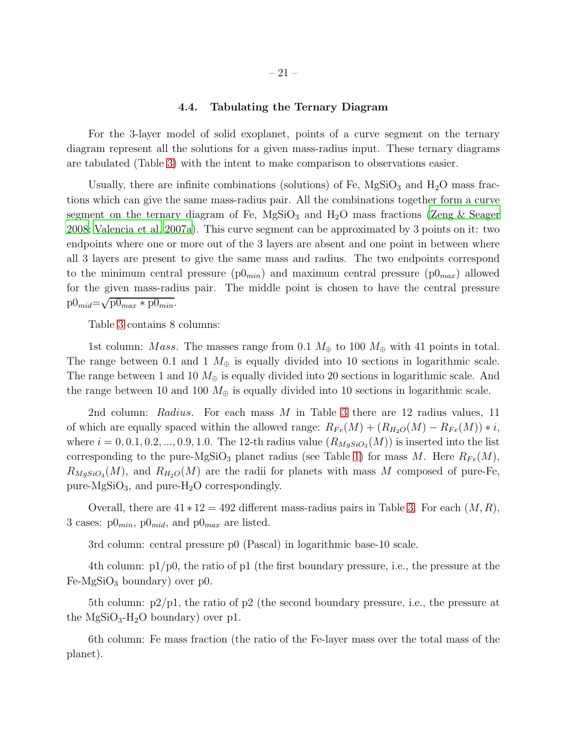### 4.4. Tabulating the Ternary Diagram

For the 3-layer model of solid exoplanet, points of a curve segment on the ternary diagram represent all the solutions for a given mass-radius input. These ternary diagrams are tabulated (Table 3) with the intent to make comparison to observations easier.

Usually, there are infinite combinations (solutions) of Fe, $MgSiO_3$ and $H_2O$ mass fractions which can give the same mass-radius pair. All the combinations together form a curve segment on the ternary diagram of Fe, $MgSiO_3$ and $H_2O$ mass fractions (Zeng & Seager 2008; Valencia et al. 2007a). This curve segment can be approximated by 3 points on it: two endpoints where one or more out of the 3 layers are absent and one point in between where all 3 layers are present to give the same mass and radius. The two endpoints correspond to the minimum central pressure ($p0_{min}$) and maximum central pressure ($p0_{max}$) allowed for the given mass-radius pair. The middle point is chosen to have the central pressure $p0_{mid}=\sqrt{p0_{max} * p0_{min}}$.

Table 3 contains 8 columns:

1st column: *Mass*. The masses range from 0.1 $M_\oplus$ to 100 $M_\oplus$ with 41 points in total. The range between 0.1 and 1 $M_\oplus$ is equally divided into 10 sections in logarithmic scale. The range between 1 and 10 $M_\oplus$ is equally divided into 20 sections in logarithmic scale. And the range between 10 and 100 $M_\oplus$ is equally divided into 10 sections in logarithmic scale.

2nd column: *Radius*. For each mass $M$ in Table 3 there are 12 radius values, 11 of which are equally spaced within the allowed range: $R_{Fe}(M) + (R_{H_2O}(M) - R_{Fe}(M)) * i$, where $i = 0, 0.1, 0.2, ..., 0.9, 1.0$. The 12-th radius value ($R_{MgSiO_3}(M)$) is inserted into the list corresponding to the pure-$MgSiO_3$ planet radius (see Table 1) for mass $M$. Here $R_{Fe}(M)$, $R_{MgSiO_3}(M)$, and $R_{H_2O}(M)$ are the radii for planets with mass $M$ composed of pure-Fe, pure-$MgSiO_3$, and pure-$H_2O$ correspondingly.

Overall, there are $41 * 12 = 492$ different mass-radius pairs in Table 3. For each $(M, R)$, 3 cases: $p0_{min}$, $p0_{mid}$, and $p0_{max}$ are listed.

3rd column: central pressure p0 (Pascal) in logarithmic base-10 scale.

4th column: p1/p0, the ratio of p1 (the first boundary pressure, i.e., the pressure at the Fe-$MgSiO_3$ boundary) over p0.

5th column: p2/p1, the ratio of p2 (the second boundary pressure, i.e., the pressure at the $MgSiO_3$-$H_2O$ boundary) over p1.

6th column: Fe mass fraction (the ratio of the Fe-layer mass over the total mass of the planet).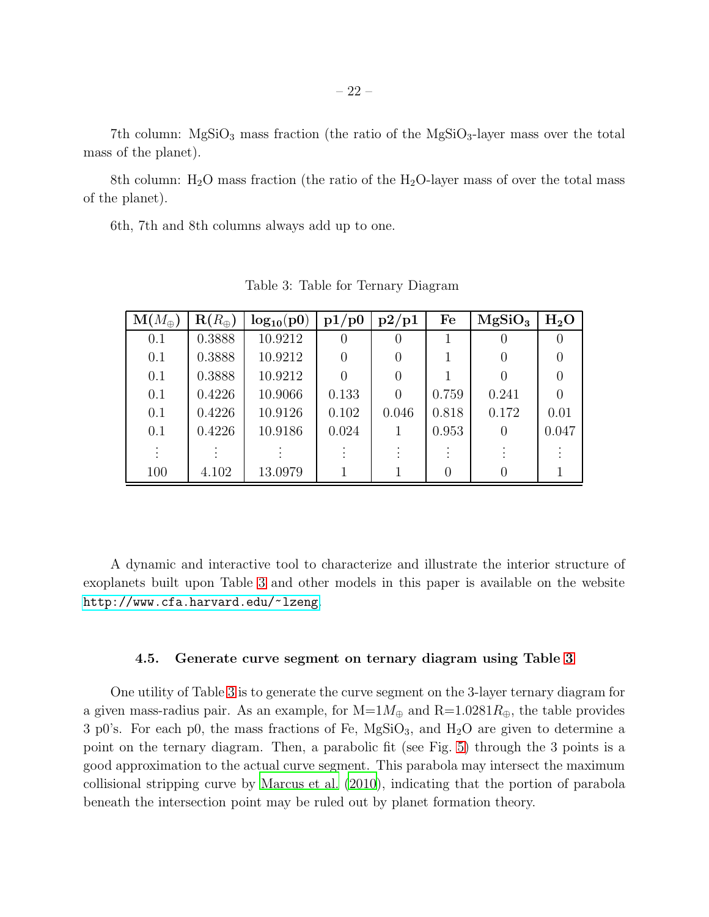7th column: $MgSiO_3$ mass fraction (the ratio of the $MgSiO_3$-layer mass over the total mass of the planet).

8th column: $H_2O$ mass fraction (the ratio of the $H_2O$-layer mass of over the total mass of the planet).

6th, 7th and 8th columns always add up to one.

Table 3: Table for Ternary Diagram

| **M($M_\oplus$)** | **R($R_\oplus$)** | **$\log_{10}$(p0)** | **p1/p0** | **p2/p1** | **Fe** | **$MgSiO_3$** | **$H_2O$** |
|---|---|---|---|---|---|---|---|
| 0.1 | 0.3888 | 10.9212 | 0 | 0 | 1 | 0 | 0 |
| 0.1 | 0.3888 | 10.9212 | 0 | 0 | 1 | 0 | 0 |
| 0.1 | 0.3888 | 10.9212 | 0 | 0 | 1 | 0 | 0 |
| 0.1 | 0.4226 | 10.9066 | 0.133 | 0 | 0.759 | 0.241 | 0 |
| 0.1 | 0.4226 | 10.9126 | 0.102 | 0.046 | 0.818 | 0.172 | 0.01 |
| 0.1 | 0.4226 | 10.9186 | 0.024 | 1 | 0.953 | 0 | 0.047 |
| ⋮ | ⋮ | ⋮ | ⋮ | ⋮ | ⋮ | ⋮ | ⋮ |
| 100 | 4.102 | 13.0979 | 1 | 1 | 0 | 0 | 1 |

A dynamic and interactive tool to characterize and illustrate the interior structure of exoplanets built upon Table 3 and other models in this paper is available on the website http://www.cfa.harvard.edu/~lzeng.

### 4.5. Generate curve segment on ternary diagram using Table 3

One utility of Table 3 is to generate the curve segment on the 3-layer ternary diagram for a given mass-radius pair. As an example, for M=1$M_\oplus$ and R=1.0281$R_\oplus$, the table provides 3 p0's. For each p0, the mass fractions of Fe, $MgSiO_3$, and $H_2O$ are given to determine a point on the ternary diagram. Then, a parabolic fit (see Fig. 5) through the 3 points is a good approximation to the actual curve segment. This parabola may intersect the maximum collisional stripping curve by Marcus et al. (2010), indicating that the portion of parabola beneath the intersection point may be ruled out by planet formation theory.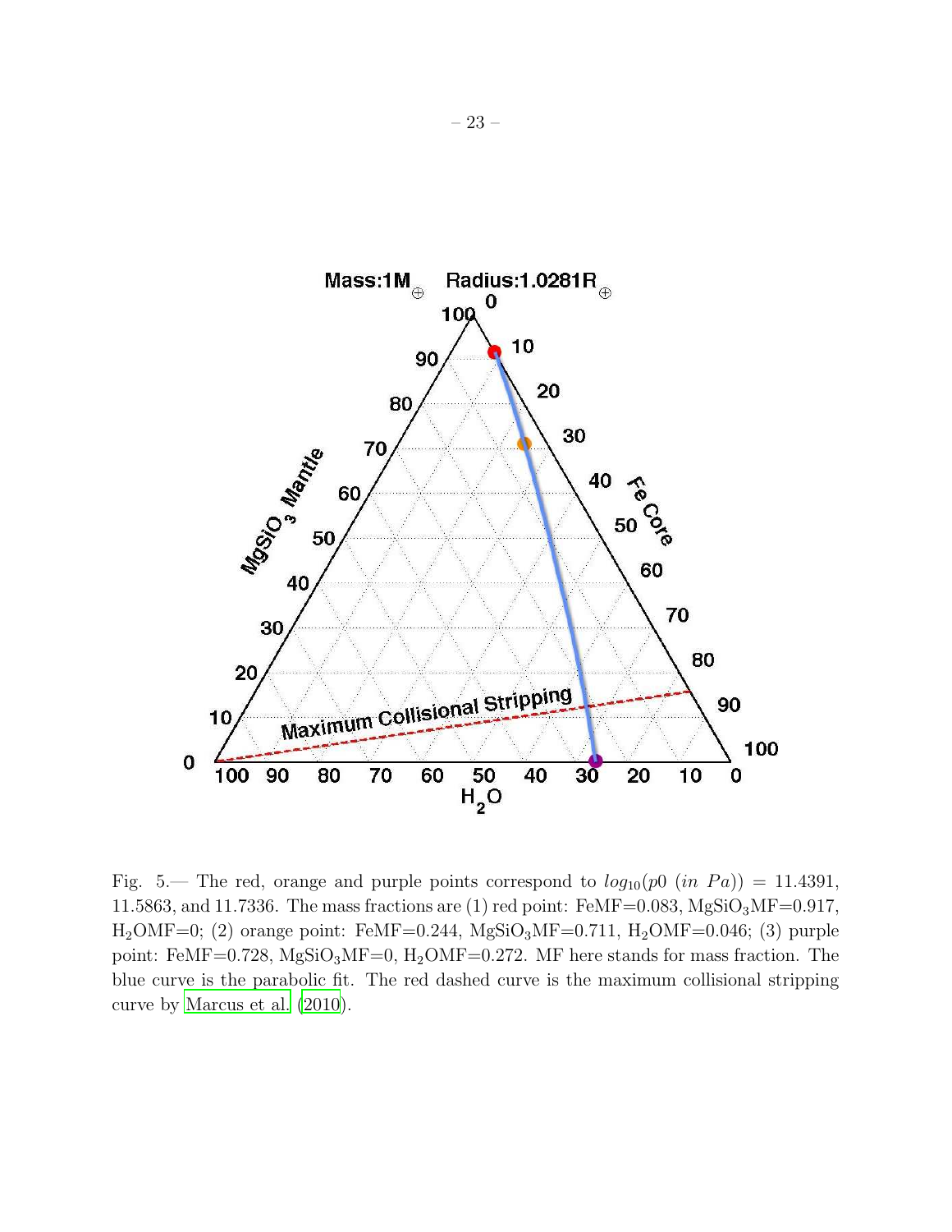Fig. 5.— The red, orange and purple points correspond to $log_{10}(p0\ (in\ Pa)) = 11.4391$, 11.5863, and 11.7336. The mass fractions are (1) red point: FeMF=0.083, $MgSiO_3$MF=0.917, $H_2O$MF=0; (2) orange point: FeMF=0.244, $MgSiO_3$MF=0.711, $H_2O$MF=0.046; (3) purple point: FeMF=0.728, $MgSiO_3$MF=0, $H_2O$MF=0.272. MF here stands for mass fraction. The blue curve is the parabolic fit. The red dashed curve is the maximum collisional stripping curve by Marcus et al. (2010).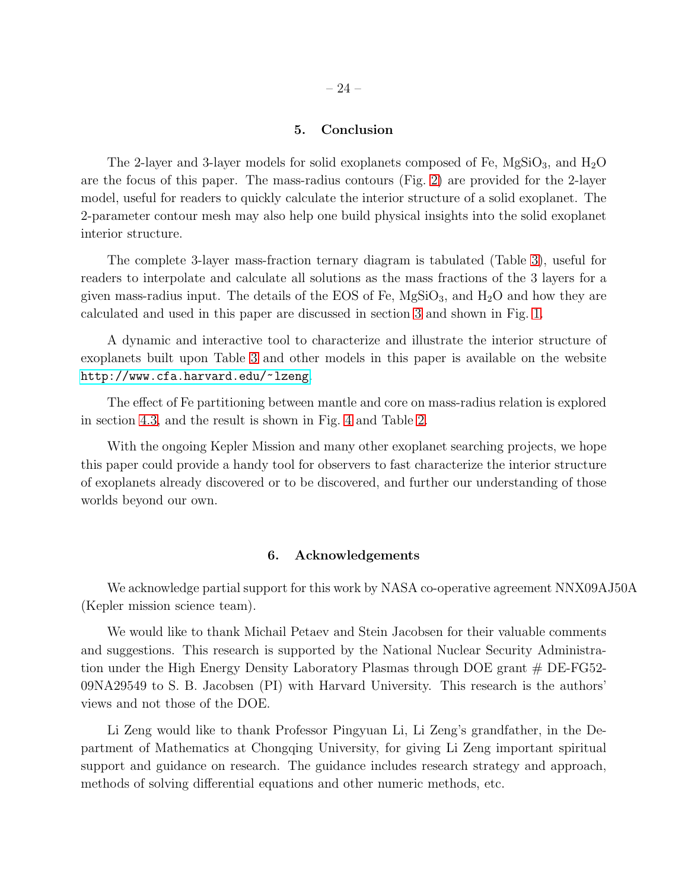## 5. Conclusion

The 2-layer and 3-layer models for solid exoplanets composed of Fe, $MgSiO_3$, and $H_2O$ are the focus of this paper. The mass-radius contours (Fig. 2) are provided for the 2-layer model, useful for readers to quickly calculate the interior structure of a solid exoplanet. The 2-parameter contour mesh may also help one build physical insights into the solid exoplanet interior structure.

The complete 3-layer mass-fraction ternary diagram is tabulated (Table 3), useful for readers to interpolate and calculate all solutions as the mass fractions of the 3 layers for a given mass-radius input. The details of the EOS of Fe, $MgSiO_3$, and $H_2O$ and how they are calculated and used in this paper are discussed in section 3 and shown in Fig. 1.

A dynamic and interactive tool to characterize and illustrate the interior structure of exoplanets built upon Table 3 and other models in this paper is available on the website http://www.cfa.harvard.edu/~lzeng.

The effect of Fe partitioning between mantle and core on mass-radius relation is explored in section 4.3, and the result is shown in Fig. 4 and Table 2.

With the ongoing Kepler Mission and many other exoplanet searching projects, we hope this paper could provide a handy tool for observers to fast characterize the interior structure of exoplanets already discovered or to be discovered, and further our understanding of those worlds beyond our own.

## 6. Acknowledgements

We acknowledge partial support for this work by NASA co-operative agreement NNX09AJ50A (Kepler mission science team).

We would like to thank Michail Petaev and Stein Jacobsen for their valuable comments and suggestions. This research is supported by the National Nuclear Security Administration under the High Energy Density Laboratory Plasmas through DOE grant # DE-FG52-09NA29549 to S. B. Jacobsen (PI) with Harvard University. This research is the authors' views and not those of the DOE.

Li Zeng would like to thank Professor Pingyuan Li, Li Zeng's grandfather, in the Department of Mathematics at Chongqing University, for giving Li Zeng important spiritual support and guidance on research. The guidance includes research strategy and approach, methods of solving differential equations and other numeric methods, etc.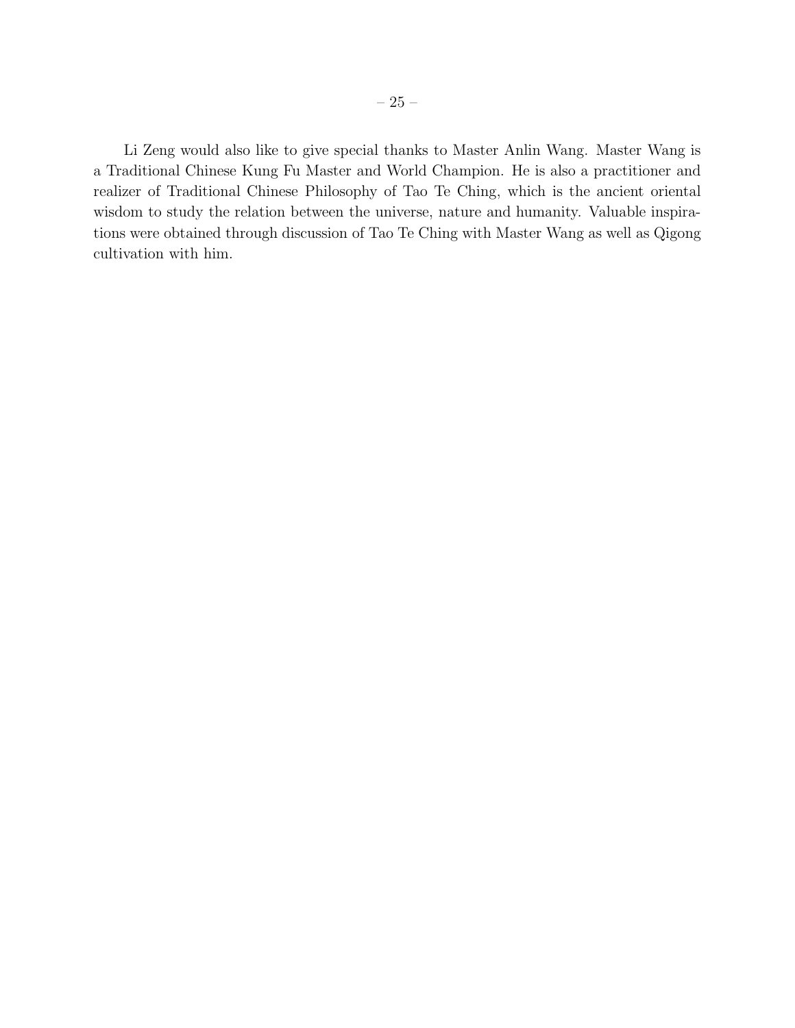Li Zeng would also like to give special thanks to Master Anlin Wang. Master Wang is a Traditional Chinese Kung Fu Master and World Champion. He is also a practitioner and realizer of Traditional Chinese Philosophy of Tao Te Ching, which is the ancient oriental wisdom to study the relation between the universe, nature and humanity. Valuable inspirations were obtained through discussion of Tao Te Ching with Master Wang as well as Qigong cultivation with him.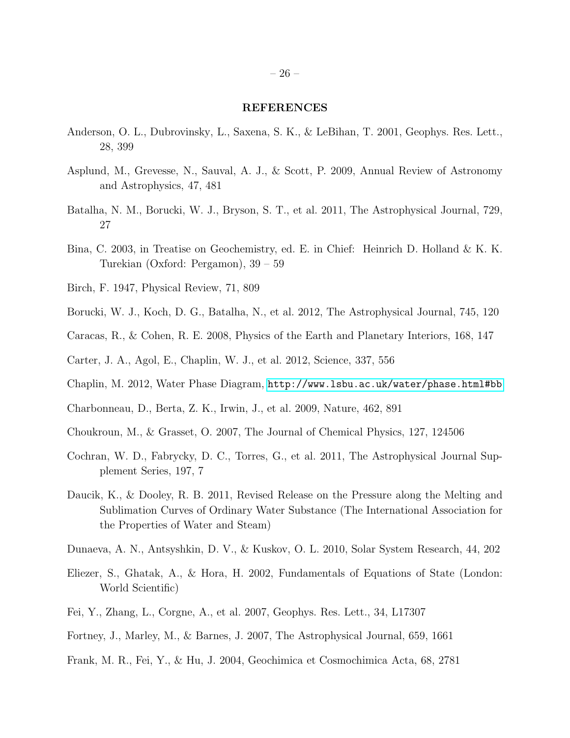## REFERENCES

Anderson, O. L., Dubrovinsky, L., Saxena, S. K., & LeBihan, T. 2001, Geophys. Res. Lett., 28, 399

Asplund, M., Grevesse, N., Sauval, A. J., & Scott, P. 2009, Annual Review of Astronomy and Astrophysics, 47, 481

Batalha, N. M., Borucki, W. J., Bryson, S. T., et al. 2011, The Astrophysical Journal, 729, 27

Bina, C. 2003, in Treatise on Geochemistry, ed. E. in Chief: Heinrich D. Holland & K. K. Turekian (Oxford: Pergamon), 39 – 59

Birch, F. 1947, Physical Review, 71, 809

Borucki, W. J., Koch, D. G., Batalha, N., et al. 2012, The Astrophysical Journal, 745, 120

Caracas, R., & Cohen, R. E. 2008, Physics of the Earth and Planetary Interiors, 168, 147

Carter, J. A., Agol, E., Chaplin, W. J., et al. 2012, Science, 337, 556

Chaplin, M. 2012, Water Phase Diagram, http://www.lsbu.ac.uk/water/phase.html#bb

Charbonneau, D., Berta, Z. K., Irwin, J., et al. 2009, Nature, 462, 891

Choukroun, M., & Grasset, O. 2007, The Journal of Chemical Physics, 127, 124506

Cochran, W. D., Fabrycky, D. C., Torres, G., et al. 2011, The Astrophysical Journal Supplement Series, 197, 7

Daucik, K., & Dooley, R. B. 2011, Revised Release on the Pressure along the Melting and Sublimation Curves of Ordinary Water Substance (The International Association for the Properties of Water and Steam)

Dunaeva, A. N., Antsyshkin, D. V., & Kuskov, O. L. 2010, Solar System Research, 44, 202

Eliezer, S., Ghatak, A., & Hora, H. 2002, Fundamentals of Equations of State (London: World Scientific)

Fei, Y., Zhang, L., Corgne, A., et al. 2007, Geophys. Res. Lett., 34, L17307

Fortney, J., Marley, M., & Barnes, J. 2007, The Astrophysical Journal, 659, 1661

Frank, M. R., Fei, Y., & Hu, J. 2004, Geochimica et Cosmochimica Acta, 68, 2781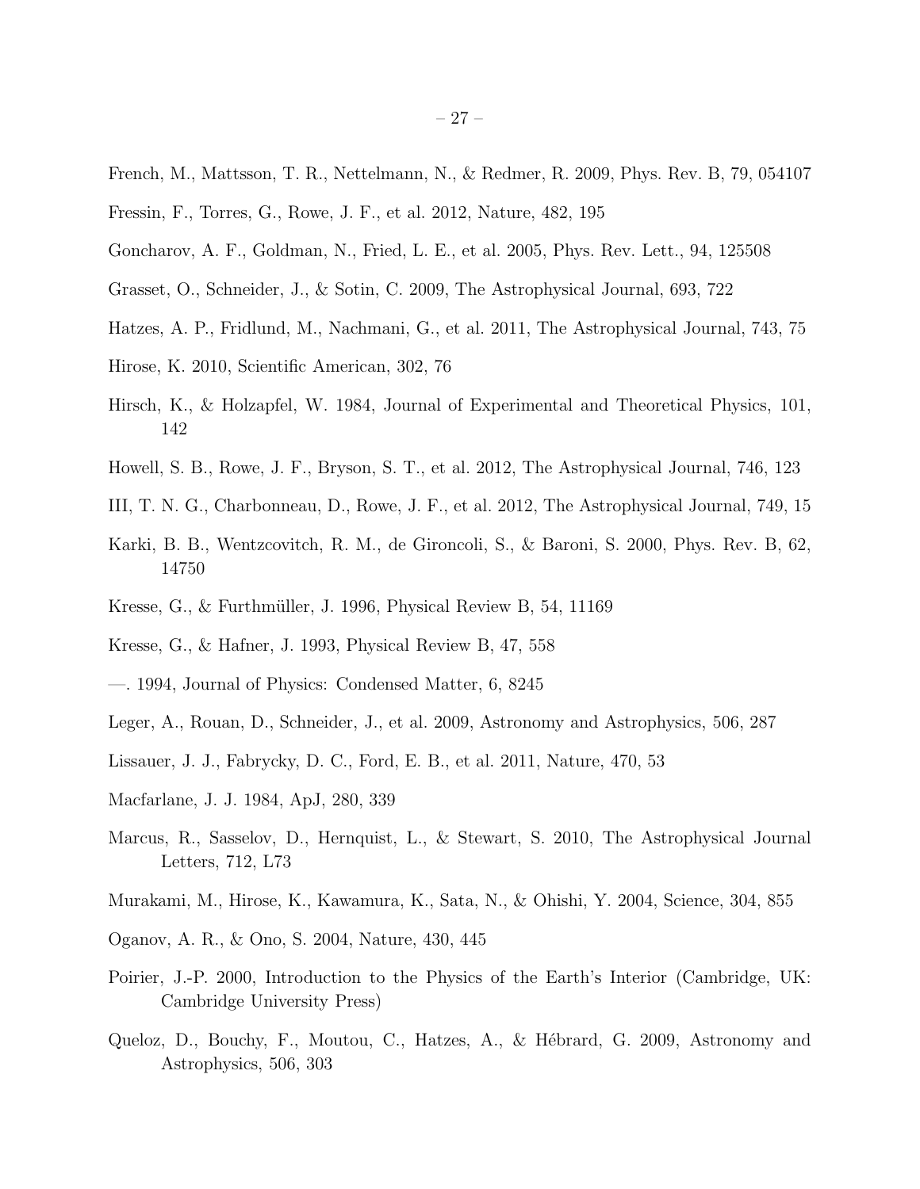French, M., Mattsson, T. R., Nettelmann, N., & Redmer, R. 2009, Phys. Rev. B, 79, 054107

Fressin, F., Torres, G., Rowe, J. F., et al. 2012, Nature, 482, 195

Goncharov, A. F., Goldman, N., Fried, L. E., et al. 2005, Phys. Rev. Lett., 94, 125508

Grasset, O., Schneider, J., & Sotin, C. 2009, The Astrophysical Journal, 693, 722

Hatzes, A. P., Fridlund, M., Nachmani, G., et al. 2011, The Astrophysical Journal, 743, 75

Hirose, K. 2010, Scientific American, 302, 76

Hirsch, K., & Holzapfel, W. 1984, Journal of Experimental and Theoretical Physics, 101, 142

Howell, S. B., Rowe, J. F., Bryson, S. T., et al. 2012, The Astrophysical Journal, 746, 123

III, T. N. G., Charbonneau, D., Rowe, J. F., et al. 2012, The Astrophysical Journal, 749, 15

Karki, B. B., Wentzcovitch, R. M., de Gironcoli, S., & Baroni, S. 2000, Phys. Rev. B, 62, 14750

Kresse, G., & Furthmüller, J. 1996, Physical Review B, 54, 11169

Kresse, G., & Hafner, J. 1993, Physical Review B, 47, 558

—. 1994, Journal of Physics: Condensed Matter, 6, 8245

Leger, A., Rouan, D., Schneider, J., et al. 2009, Astronomy and Astrophysics, 506, 287

Lissauer, J. J., Fabrycky, D. C., Ford, E. B., et al. 2011, Nature, 470, 53

Macfarlane, J. J. 1984, ApJ, 280, 339

Marcus, R., Sasselov, D., Hernquist, L., & Stewart, S. 2010, The Astrophysical Journal Letters, 712, L73

Murakami, M., Hirose, K., Kawamura, K., Sata, N., & Ohishi, Y. 2004, Science, 304, 855

Oganov, A. R., & Ono, S. 2004, Nature, 430, 445

Poirier, J.-P. 2000, Introduction to the Physics of the Earth's Interior (Cambridge, UK: Cambridge University Press)

Queloz, D., Bouchy, F., Moutou, C., Hatzes, A., & Hébrard, G. 2009, Astronomy and Astrophysics, 506, 303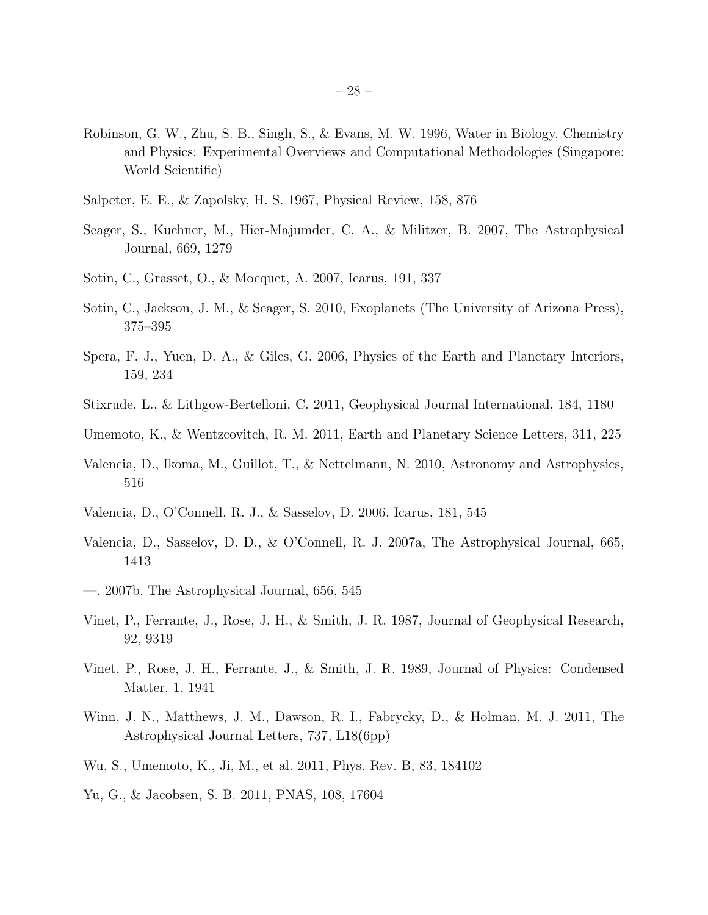Robinson, G. W., Zhu, S. B., Singh, S., & Evans, M. W. 1996, Water in Biology, Chemistry and Physics: Experimental Overviews and Computational Methodologies (Singapore: World Scientific)

Salpeter, E. E., & Zapolsky, H. S. 1967, Physical Review, 158, 876

Seager, S., Kuchner, M., Hier-Majumder, C. A., & Militzer, B. 2007, The Astrophysical Journal, 669, 1279

Sotin, C., Grasset, O., & Mocquet, A. 2007, Icarus, 191, 337

Sotin, C., Jackson, J. M., & Seager, S. 2010, Exoplanets (The University of Arizona Press), 375–395

Spera, F. J., Yuen, D. A., & Giles, G. 2006, Physics of the Earth and Planetary Interiors, 159, 234

Stixrude, L., & Lithgow-Bertelloni, C. 2011, Geophysical Journal International, 184, 1180

Umemoto, K., & Wentzcovitch, R. M. 2011, Earth and Planetary Science Letters, 311, 225

Valencia, D., Ikoma, M., Guillot, T., & Nettelmann, N. 2010, Astronomy and Astrophysics, 516

Valencia, D., O'Connell, R. J., & Sasselov, D. 2006, Icarus, 181, 545

Valencia, D., Sasselov, D. D., & O'Connell, R. J. 2007a, The Astrophysical Journal, 665, 1413

—. 2007b, The Astrophysical Journal, 656, 545

Vinet, P., Ferrante, J., Rose, J. H., & Smith, J. R. 1987, Journal of Geophysical Research, 92, 9319

Vinet, P., Rose, J. H., Ferrante, J., & Smith, J. R. 1989, Journal of Physics: Condensed Matter, 1, 1941

Winn, J. N., Matthews, J. M., Dawson, R. I., Fabrycky, D., & Holman, M. J. 2011, The Astrophysical Journal Letters, 737, L18(6pp)

Wu, S., Umemoto, K., Ji, M., et al. 2011, Phys. Rev. B, 83, 184102

Yu, G., & Jacobsen, S. B. 2011, PNAS, 108, 17604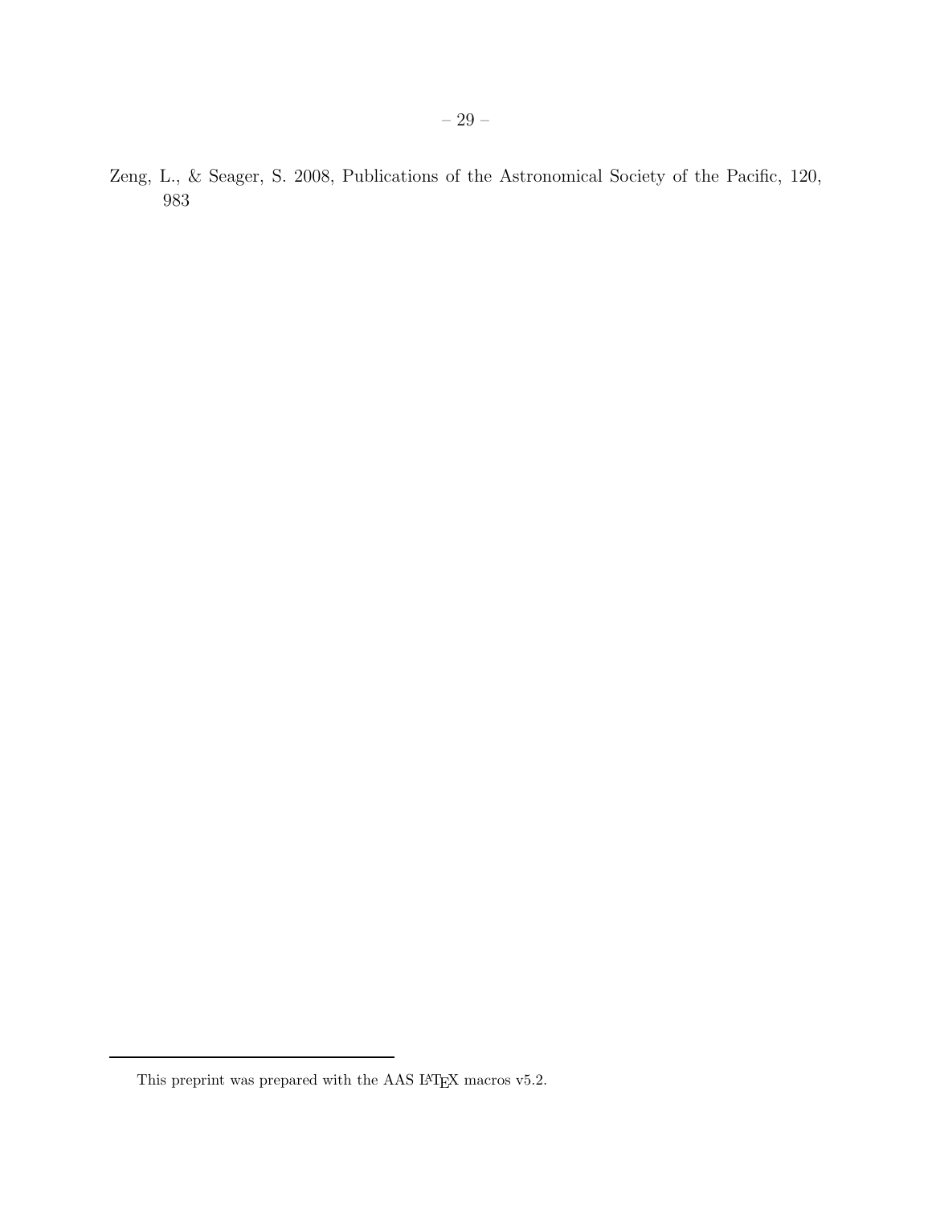Zeng, L., & Seager, S. 2008, Publications of the Astronomical Society of the Pacific, 120, 983

This preprint was prepared with the AAS LATEX macros v5.2.